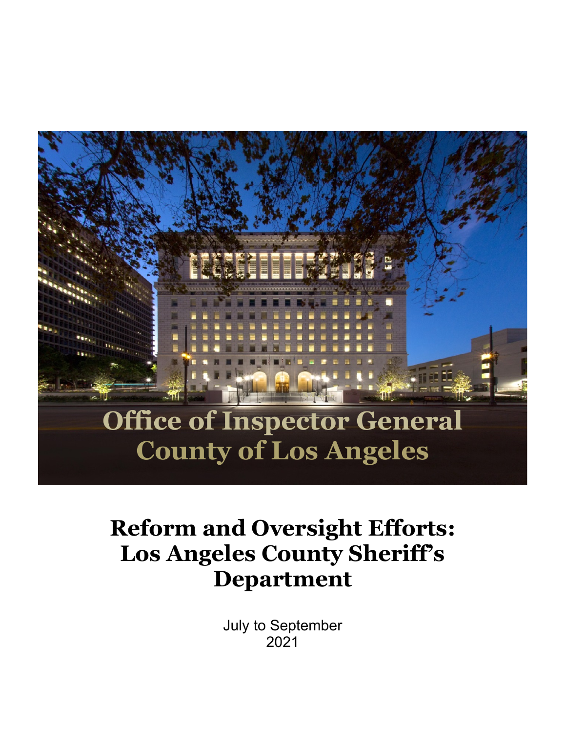# Office of Inspector General
# County of Los Angeles

# Reform and Oversight Efforts: Los Angeles County Sheriff's Department

July to September
2021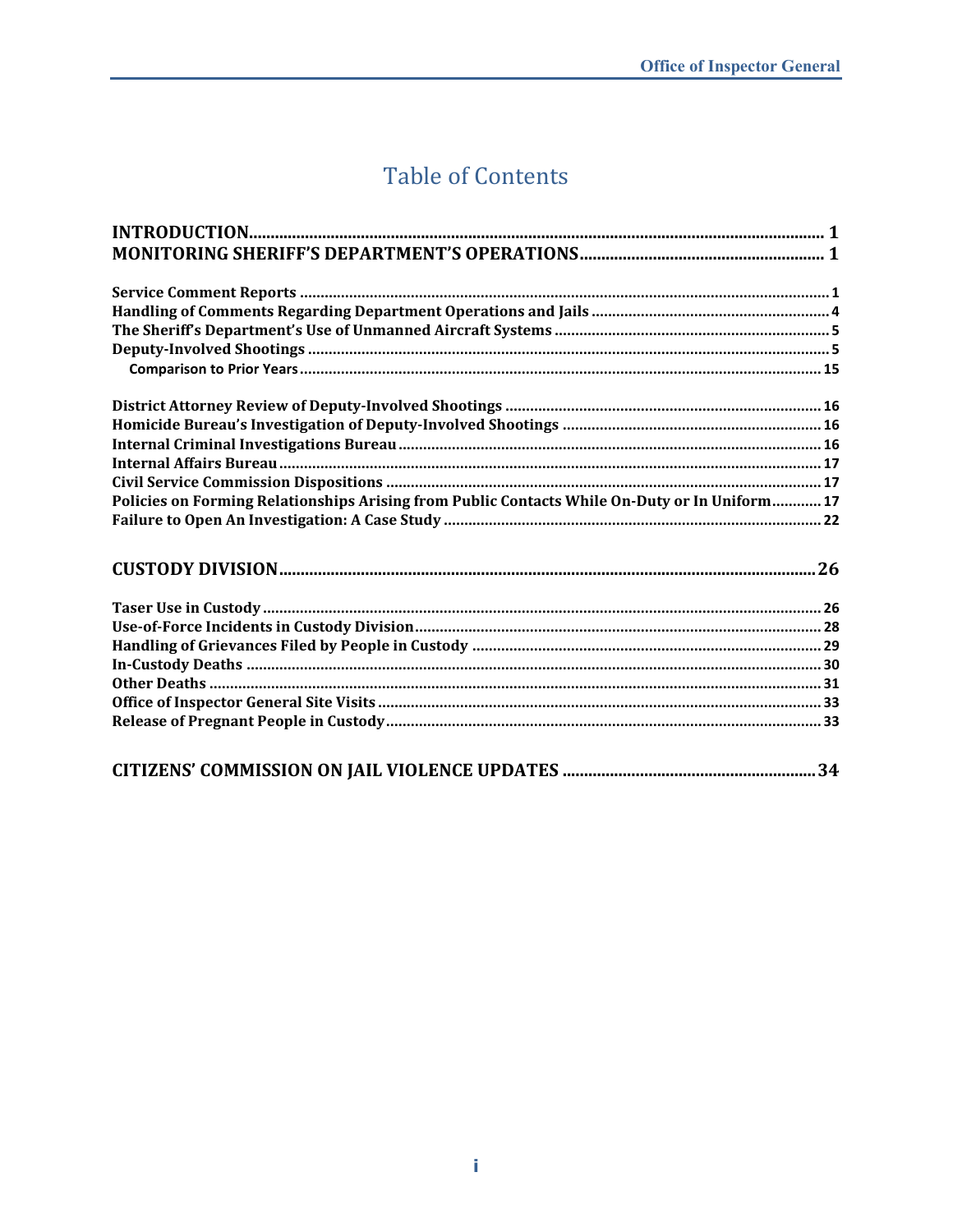# Table of Contents

**INTRODUCTION** .......... 1

**MONITORING SHERIFF'S DEPARTMENT'S OPERATIONS** .......... 1

**Service Comment Reports** .......... 1
**Handling of Comments Regarding Department Operations and Jails** .......... 4
**The Sheriff's Department's Use of Unmanned Aircraft Systems** .......... 5
**Deputy-Involved Shootings** .......... 5
- **Comparison to Prior Years** .......... 15

**District Attorney Review of Deputy-Involved Shootings** .......... 16
**Homicide Bureau's Investigation of Deputy-Involved Shootings** .......... 16
**Internal Criminal Investigations Bureau** .......... 16
**Internal Affairs Bureau** .......... 17
**Civil Service Commission Dispositions** .......... 17
**Policies on Forming Relationships Arising from Public Contacts While On-Duty or In Uniform** .......... 17
**Failure to Open An Investigation: A Case Study** .......... 22

**CUSTODY DIVISION** .......... 26

**Taser Use in Custody** .......... 26
**Use-of-Force Incidents in Custody Division** .......... 28
**Handling of Grievances Filed by People in Custody** .......... 29
**In-Custody Deaths** .......... 30
**Other Deaths** .......... 31
**Office of Inspector General Site Visits** .......... 33
**Release of Pregnant People in Custody** .......... 33

**CITIZENS' COMMISSION ON JAIL VIOLENCE UPDATES** .......... 34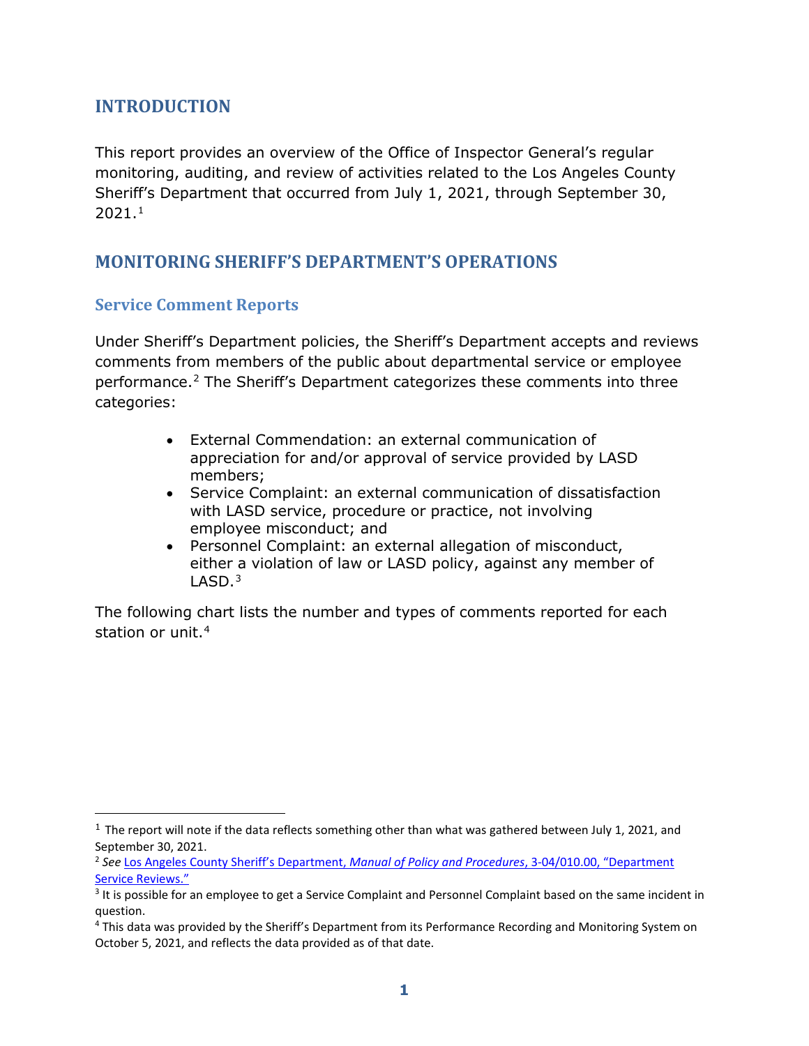# INTRODUCTION

This report provides an overview of the Office of Inspector General's regular monitoring, auditing, and review of activities related to the Los Angeles County Sheriff's Department that occurred from July 1, 2021, through September 30, 2021.[1]

# MONITORING SHERIFF'S DEPARTMENT'S OPERATIONS

## Service Comment Reports

Under Sheriff's Department policies, the Sheriff's Department accepts and reviews comments from members of the public about departmental service or employee performance.[2] The Sheriff's Department categorizes these comments into three categories:

- External Commendation: an external communication of appreciation for and/or approval of service provided by LASD members;
- Service Complaint: an external communication of dissatisfaction with LASD service, procedure or practice, not involving employee misconduct; and
- Personnel Complaint: an external allegation of misconduct, either a violation of law or LASD policy, against any member of LASD.[3]

The following chart lists the number and types of comments reported for each station or unit.[4]

---

[1] The report will note if the data reflects something other than what was gathered between July 1, 2021, and September 30, 2021.

[2] *See* Los Angeles County Sheriff's Department, *Manual of Policy and Procedures*, 3-04/010.00, "Department Service Reviews."

[3] It is possible for an employee to get a Service Complaint and Personnel Complaint based on the same incident in question.

[4] This data was provided by the Sheriff's Department from its Performance Recording and Monitoring System on October 5, 2021, and reflects the data provided as of that date.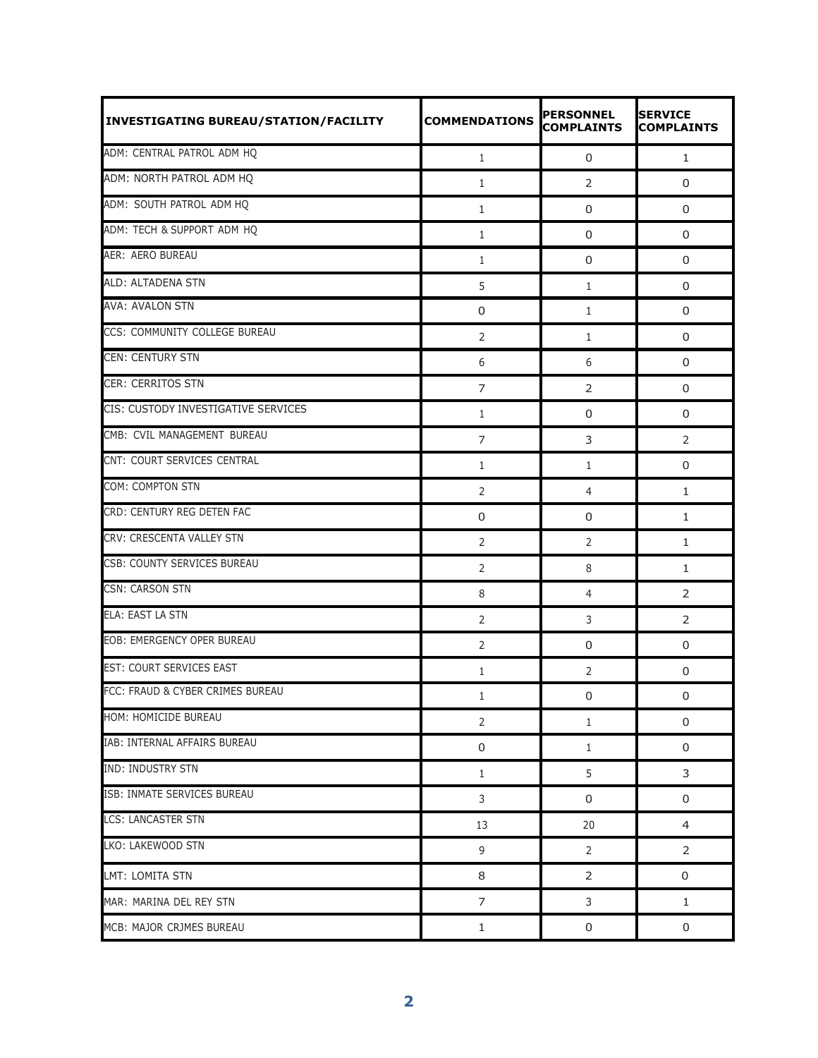| INVESTIGATING BUREAU/STATION/FACILITY | COMMENDATIONS | PERSONNEL COMPLAINTS | SERVICE COMPLAINTS |
|---|---|---|---|
| ADM: CENTRAL PATROL ADM HQ | 1 | 0 | 1 |
| ADM: NORTH PATROL ADM HQ | 1 | 2 | 0 |
| ADM: SOUTH PATROL ADM HQ | 1 | 0 | 0 |
| ADM: TECH & SUPPORT ADM HQ | 1 | 0 | 0 |
| AER: AERO BUREAU | 1 | 0 | 0 |
| ALD: ALTADENA STN | 5 | 1 | 0 |
| AVA: AVALON STN | 0 | 1 | 0 |
| CCS: COMMUNITY COLLEGE BUREAU | 2 | 1 | 0 |
| CEN: CENTURY STN | 6 | 6 | 0 |
| CER: CERRITOS STN | 7 | 2 | 0 |
| CIS: CUSTODY INVESTIGATIVE SERVICES | 1 | 0 | 0 |
| CMB: CVIL MANAGEMENT BUREAU | 7 | 3 | 2 |
| CNT: COURT SERVICES CENTRAL | 1 | 1 | 0 |
| COM: COMPTON STN | 2 | 4 | 1 |
| CRD: CENTURY REG DETEN FAC | 0 | 0 | 1 |
| CRV: CRESCENTA VALLEY STN | 2 | 2 | 1 |
| CSB: COUNTY SERVICES BUREAU | 2 | 8 | 1 |
| CSN: CARSON STN | 8 | 4 | 2 |
| ELA: EAST LA STN | 2 | 3 | 2 |
| EOB: EMERGENCY OPER BUREAU | 2 | 0 | 0 |
| EST: COURT SERVICES EAST | 1 | 2 | 0 |
| FCC: FRAUD & CYBER CRIMES BUREAU | 1 | 0 | 0 |
| HOM: HOMICIDE BUREAU | 2 | 1 | 0 |
| IAB: INTERNAL AFFAIRS BUREAU | 0 | 1 | 0 |
| IND: INDUSTRY STN | 1 | 5 | 3 |
| ISB: INMATE SERVICES BUREAU | 3 | 0 | 0 |
| LCS: LANCASTER STN | 13 | 20 | 4 |
| LKO: LAKEWOOD STN | 9 | 2 | 2 |
| LMT: LOMITA STN | 8 | 2 | 0 |
| MAR: MARINA DEL REY STN | 7 | 3 | 1 |
| MCB: MAJOR CRJMES BUREAU | 1 | 0 | 0 |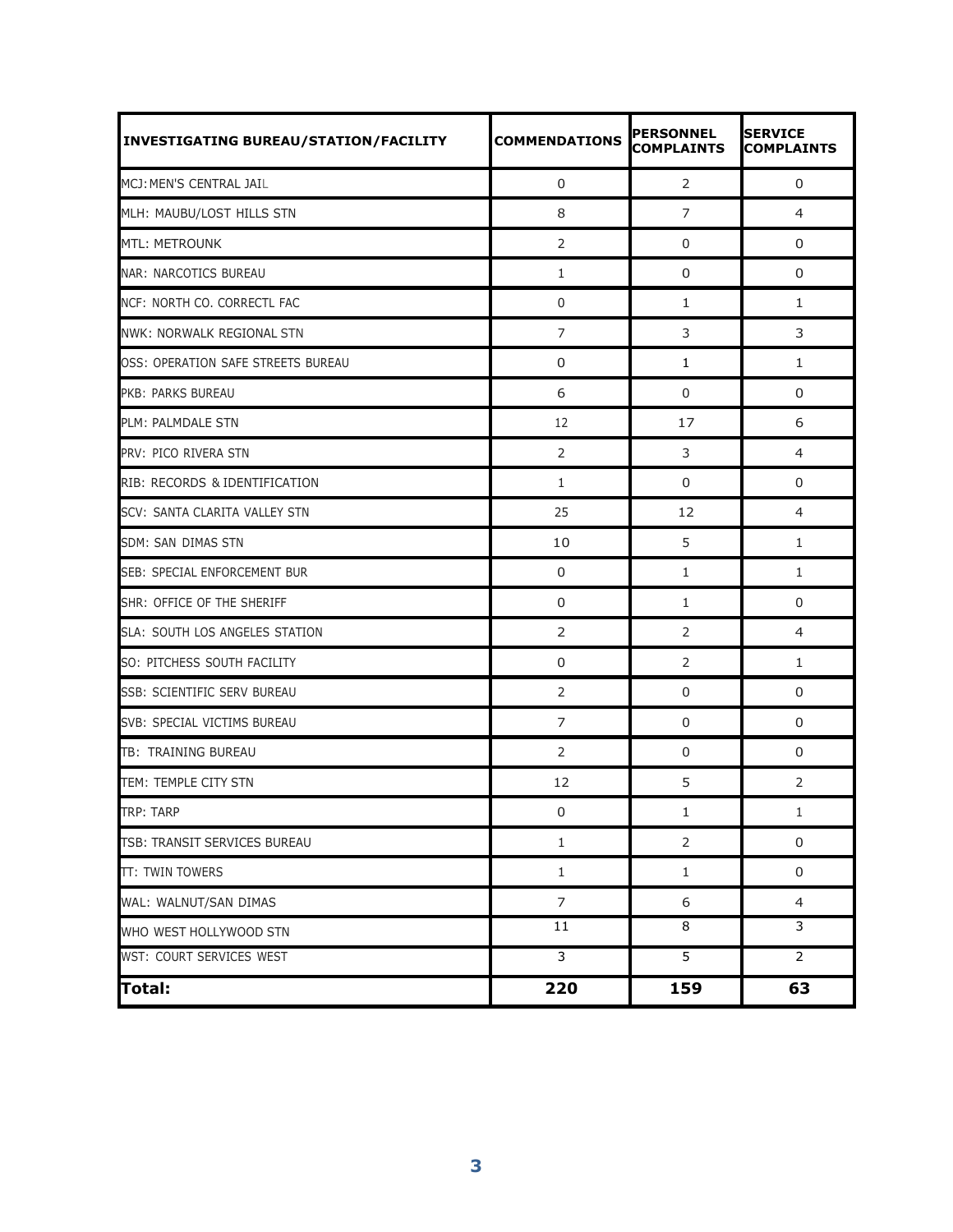| INVESTIGATING BUREAU/STATION/FACILITY | COMMENDATIONS | PERSONNEL COMPLAINTS | SERVICE COMPLAINTS |
|---|---|---|---|
| MCJ: MEN'S CENTRAL JAIL | 0 | 2 | 0 |
| MLH: MAUBU/LOST HILLS STN | 8 | 7 | 4 |
| MTL: METROUNK | 2 | 0 | 0 |
| NAR: NARCOTICS BUREAU | 1 | 0 | 0 |
| NCF: NORTH CO. CORRECTL FAC | 0 | 1 | 1 |
| NWK: NORWALK REGIONAL STN | 7 | 3 | 3 |
| OSS: OPERATION SAFE STREETS BUREAU | 0 | 1 | 1 |
| PKB: PARKS BUREAU | 6 | 0 | 0 |
| PLM: PALMDALE STN | 12 | 17 | 6 |
| PRV: PICO RIVERA STN | 2 | 3 | 4 |
| RIB: RECORDS & IDENTIFICATION | 1 | 0 | 0 |
| SCV: SANTA CLARITA VALLEY STN | 25 | 12 | 4 |
| SDM: SAN DIMAS STN | 10 | 5 | 1 |
| SEB: SPECIAL ENFORCEMENT BUR | 0 | 1 | 1 |
| SHR: OFFICE OF THE SHERIFF | 0 | 1 | 0 |
| SLA: SOUTH LOS ANGELES STATION | 2 | 2 | 4 |
| SO: PITCHESS SOUTH FACILITY | 0 | 2 | 1 |
| SSB: SCIENTIFIC SERV BUREAU | 2 | 0 | 0 |
| SVB: SPECIAL VICTIMS BUREAU | 7 | 0 | 0 |
| TB: TRAINING BUREAU | 2 | 0 | 0 |
| TEM: TEMPLE CITY STN | 12 | 5 | 2 |
| TRP: TARP | 0 | 1 | 1 |
| TSB: TRANSIT SERVICES BUREAU | 1 | 2 | 0 |
| TT: TWIN TOWERS | 1 | 1 | 0 |
| WAL: WALNUT/SAN DIMAS | 7 | 6 | 4 |
| WHO WEST HOLLYWOOD STN | 11 | 8 | 3 |
| WST: COURT SERVICES WEST | 3 | 5 | 2 |
| **Total:** | **220** | **159** | **63** |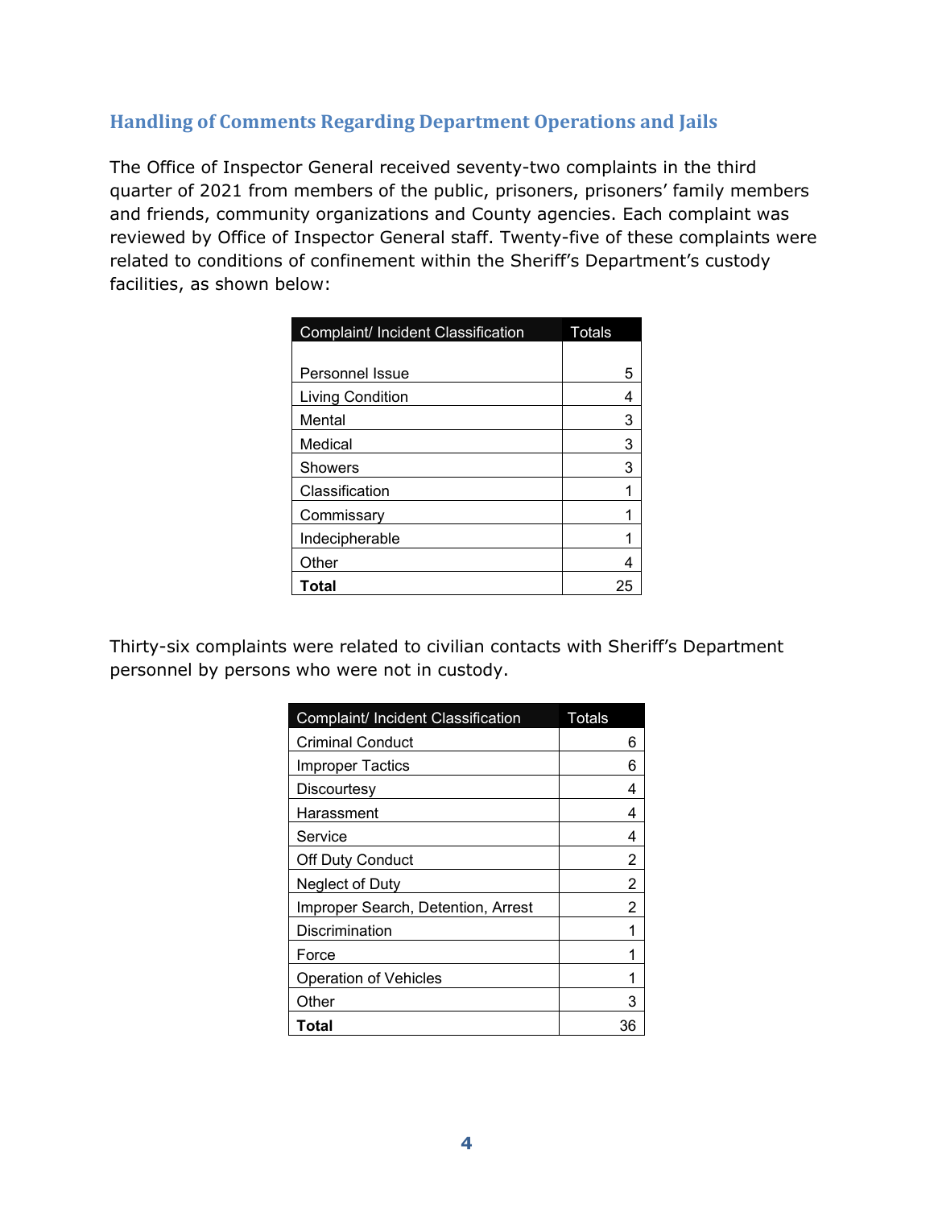## Handling of Comments Regarding Department Operations and Jails

The Office of Inspector General received seventy-two complaints in the third quarter of 2021 from members of the public, prisoners, prisoners' family members and friends, community organizations and County agencies. Each complaint was reviewed by Office of Inspector General staff. Twenty-five of these complaints were related to conditions of confinement within the Sheriff's Department's custody facilities, as shown below:

| Complaint/ Incident Classification | Totals |
|---|---|
| Personnel Issue | 5 |
| Living Condition | 4 |
| Mental | 3 |
| Medical | 3 |
| Showers | 3 |
| Classification | 1 |
| Commissary | 1 |
| Indecipherable | 1 |
| Other | 4 |
| **Total** | 25 |

Thirty-six complaints were related to civilian contacts with Sheriff's Department personnel by persons who were not in custody.

| Complaint/ Incident Classification | Totals |
|---|---|
| Criminal Conduct | 6 |
| Improper Tactics | 6 |
| Discourtesy | 4 |
| Harassment | 4 |
| Service | 4 |
| Off Duty Conduct | 2 |
| Neglect of Duty | 2 |
| Improper Search, Detention, Arrest | 2 |
| Discrimination | 1 |
| Force | 1 |
| Operation of Vehicles | 1 |
| Other | 3 |
| **Total** | 36 |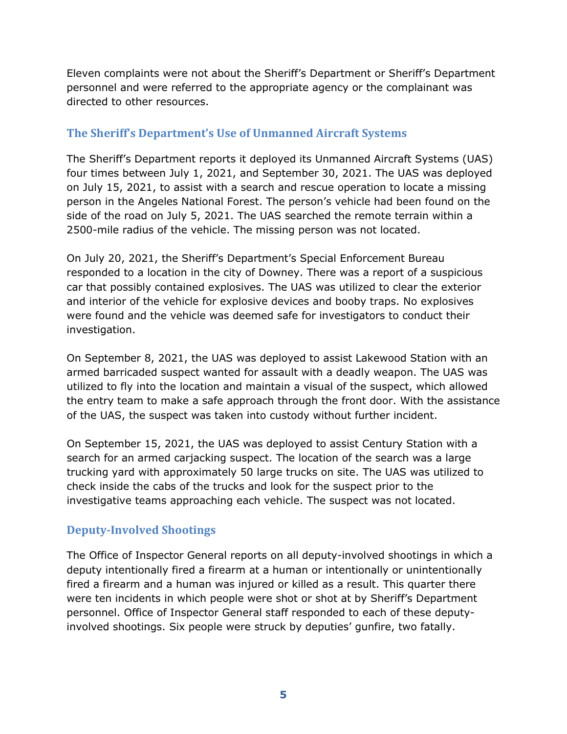Eleven complaints were not about the Sheriff's Department or Sheriff's Department personnel and were referred to the appropriate agency or the complainant was directed to other resources.

## The Sheriff's Department's Use of Unmanned Aircraft Systems

The Sheriff's Department reports it deployed its Unmanned Aircraft Systems (UAS) four times between July 1, 2021, and September 30, 2021. The UAS was deployed on July 15, 2021, to assist with a search and rescue operation to locate a missing person in the Angeles National Forest. The person's vehicle had been found on the side of the road on July 5, 2021. The UAS searched the remote terrain within a 2500-mile radius of the vehicle. The missing person was not located.

On July 20, 2021, the Sheriff's Department's Special Enforcement Bureau responded to a location in the city of Downey. There was a report of a suspicious car that possibly contained explosives. The UAS was utilized to clear the exterior and interior of the vehicle for explosive devices and booby traps. No explosives were found and the vehicle was deemed safe for investigators to conduct their investigation.

On September 8, 2021, the UAS was deployed to assist Lakewood Station with an armed barricaded suspect wanted for assault with a deadly weapon. The UAS was utilized to fly into the location and maintain a visual of the suspect, which allowed the entry team to make a safe approach through the front door. With the assistance of the UAS, the suspect was taken into custody without further incident.

On September 15, 2021, the UAS was deployed to assist Century Station with a search for an armed carjacking suspect. The location of the search was a large trucking yard with approximately 50 large trucks on site. The UAS was utilized to check inside the cabs of the trucks and look for the suspect prior to the investigative teams approaching each vehicle. The suspect was not located.

## Deputy-Involved Shootings

The Office of Inspector General reports on all deputy-involved shootings in which a deputy intentionally fired a firearm at a human or intentionally or unintentionally fired a firearm and a human was injured or killed as a result. This quarter there were ten incidents in which people were shot or shot at by Sheriff's Department personnel. Office of Inspector General staff responded to each of these deputy-involved shootings. Six people were struck by deputies' gunfire, two fatally.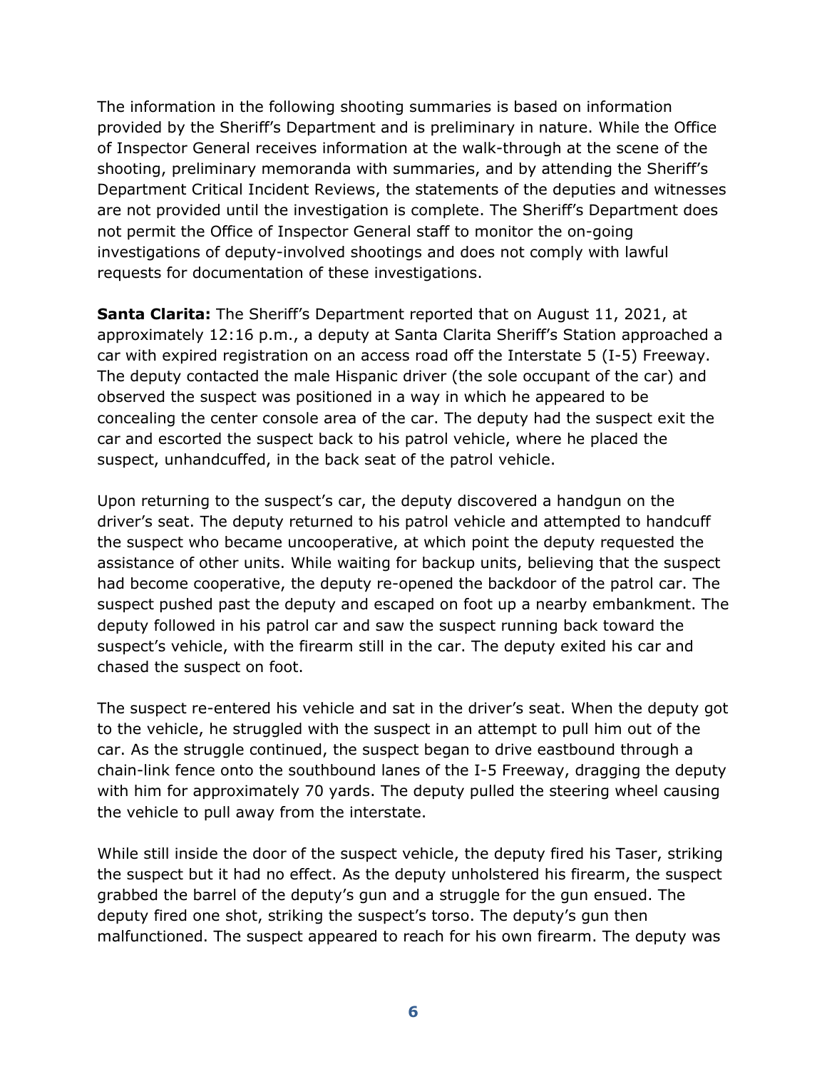The information in the following shooting summaries is based on information provided by the Sheriff's Department and is preliminary in nature. While the Office of Inspector General receives information at the walk-through at the scene of the shooting, preliminary memoranda with summaries, and by attending the Sheriff's Department Critical Incident Reviews, the statements of the deputies and witnesses are not provided until the investigation is complete. The Sheriff's Department does not permit the Office of Inspector General staff to monitor the on-going investigations of deputy-involved shootings and does not comply with lawful requests for documentation of these investigations.

**Santa Clarita:** The Sheriff's Department reported that on August 11, 2021, at approximately 12:16 p.m., a deputy at Santa Clarita Sheriff's Station approached a car with expired registration on an access road off the Interstate 5 (I-5) Freeway. The deputy contacted the male Hispanic driver (the sole occupant of the car) and observed the suspect was positioned in a way in which he appeared to be concealing the center console area of the car. The deputy had the suspect exit the car and escorted the suspect back to his patrol vehicle, where he placed the suspect, unhandcuffed, in the back seat of the patrol vehicle.

Upon returning to the suspect's car, the deputy discovered a handgun on the driver's seat. The deputy returned to his patrol vehicle and attempted to handcuff the suspect who became uncooperative, at which point the deputy requested the assistance of other units. While waiting for backup units, believing that the suspect had become cooperative, the deputy re-opened the backdoor of the patrol car. The suspect pushed past the deputy and escaped on foot up a nearby embankment. The deputy followed in his patrol car and saw the suspect running back toward the suspect's vehicle, with the firearm still in the car. The deputy exited his car and chased the suspect on foot.

The suspect re-entered his vehicle and sat in the driver's seat. When the deputy got to the vehicle, he struggled with the suspect in an attempt to pull him out of the car. As the struggle continued, the suspect began to drive eastbound through a chain-link fence onto the southbound lanes of the I-5 Freeway, dragging the deputy with him for approximately 70 yards. The deputy pulled the steering wheel causing the vehicle to pull away from the interstate.

While still inside the door of the suspect vehicle, the deputy fired his Taser, striking the suspect but it had no effect. As the deputy unholstered his firearm, the suspect grabbed the barrel of the deputy's gun and a struggle for the gun ensued. The deputy fired one shot, striking the suspect's torso. The deputy's gun then malfunctioned. The suspect appeared to reach for his own firearm. The deputy was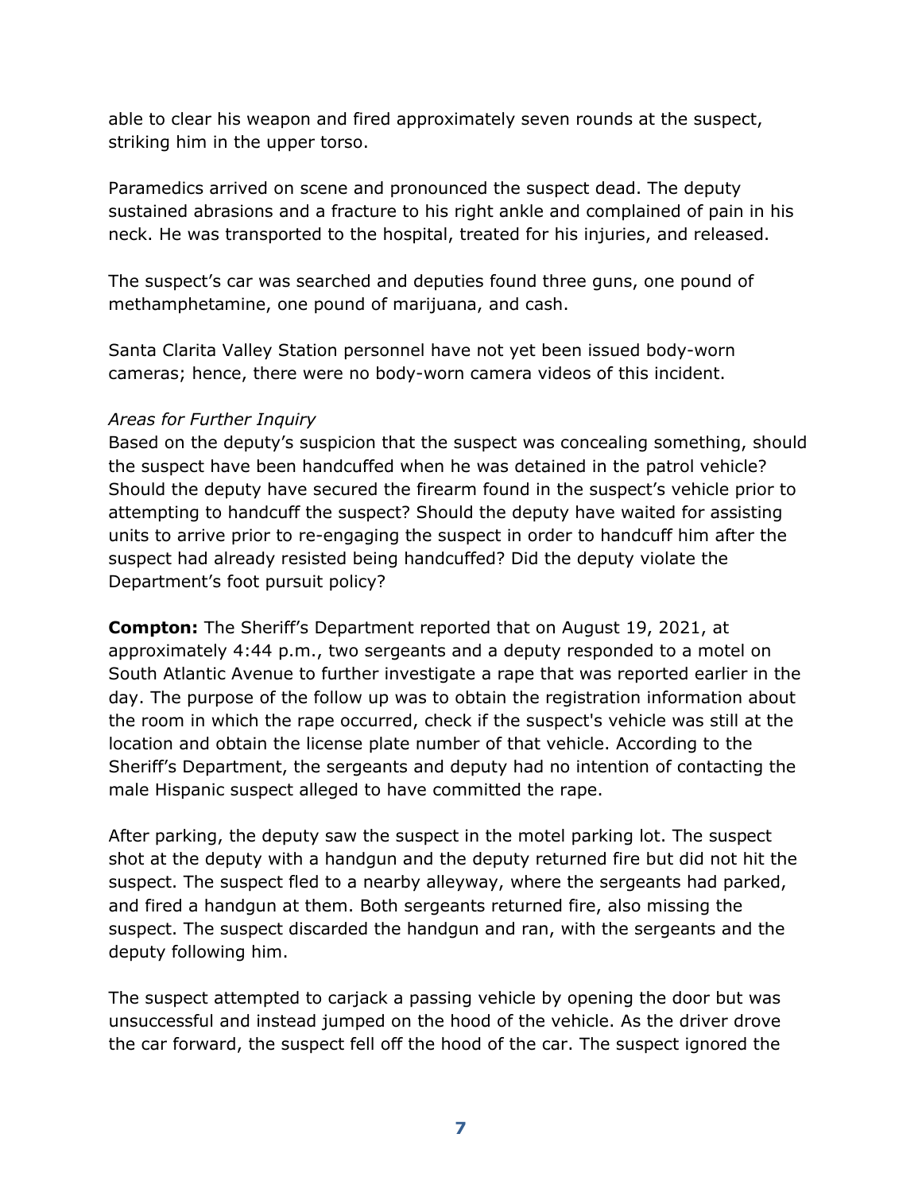able to clear his weapon and fired approximately seven rounds at the suspect, striking him in the upper torso.

Paramedics arrived on scene and pronounced the suspect dead. The deputy sustained abrasions and a fracture to his right ankle and complained of pain in his neck. He was transported to the hospital, treated for his injuries, and released.

The suspect's car was searched and deputies found three guns, one pound of methamphetamine, one pound of marijuana, and cash.

Santa Clarita Valley Station personnel have not yet been issued body-worn cameras; hence, there were no body-worn camera videos of this incident.

*Areas for Further Inquiry*

Based on the deputy's suspicion that the suspect was concealing something, should the suspect have been handcuffed when he was detained in the patrol vehicle? Should the deputy have secured the firearm found in the suspect's vehicle prior to attempting to handcuff the suspect? Should the deputy have waited for assisting units to arrive prior to re-engaging the suspect in order to handcuff him after the suspect had already resisted being handcuffed? Did the deputy violate the Department's foot pursuit policy?

**Compton:** The Sheriff's Department reported that on August 19, 2021, at approximately 4:44 p.m., two sergeants and a deputy responded to a motel on South Atlantic Avenue to further investigate a rape that was reported earlier in the day. The purpose of the follow up was to obtain the registration information about the room in which the rape occurred, check if the suspect's vehicle was still at the location and obtain the license plate number of that vehicle. According to the Sheriff's Department, the sergeants and deputy had no intention of contacting the male Hispanic suspect alleged to have committed the rape.

After parking, the deputy saw the suspect in the motel parking lot. The suspect shot at the deputy with a handgun and the deputy returned fire but did not hit the suspect. The suspect fled to a nearby alleyway, where the sergeants had parked, and fired a handgun at them. Both sergeants returned fire, also missing the suspect. The suspect discarded the handgun and ran, with the sergeants and the deputy following him.

The suspect attempted to carjack a passing vehicle by opening the door but was unsuccessful and instead jumped on the hood of the vehicle. As the driver drove the car forward, the suspect fell off the hood of the car. The suspect ignored the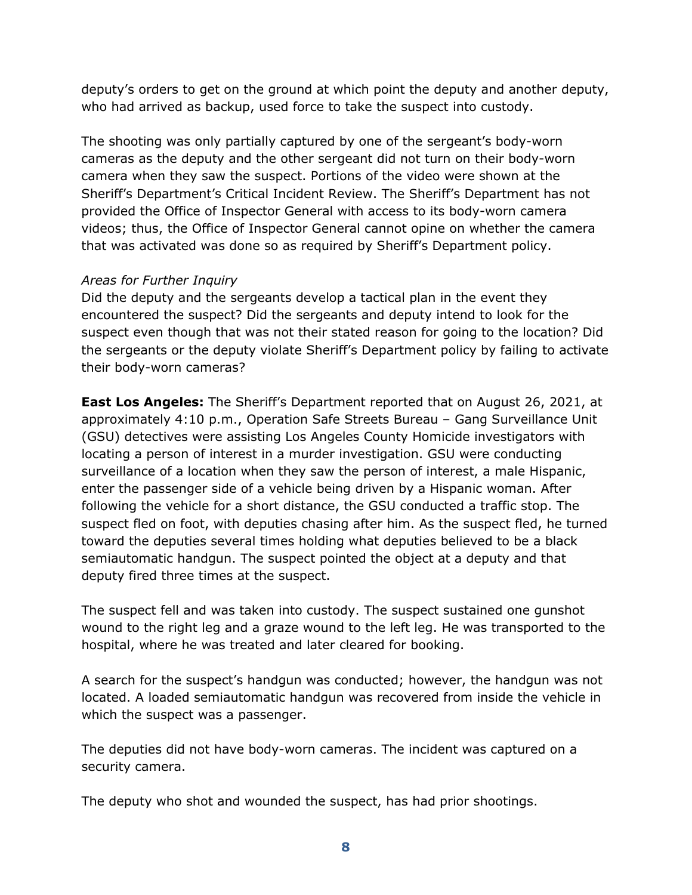deputy's orders to get on the ground at which point the deputy and another deputy, who had arrived as backup, used force to take the suspect into custody.

The shooting was only partially captured by one of the sergeant's body-worn cameras as the deputy and the other sergeant did not turn on their body-worn camera when they saw the suspect. Portions of the video were shown at the Sheriff's Department's Critical Incident Review. The Sheriff's Department has not provided the Office of Inspector General with access to its body-worn camera videos; thus, the Office of Inspector General cannot opine on whether the camera that was activated was done so as required by Sheriff's Department policy.

*Areas for Further Inquiry*
Did the deputy and the sergeants develop a tactical plan in the event they encountered the suspect? Did the sergeants and deputy intend to look for the suspect even though that was not their stated reason for going to the location? Did the sergeants or the deputy violate Sheriff's Department policy by failing to activate their body-worn cameras?

**East Los Angeles:** The Sheriff's Department reported that on August 26, 2021, at approximately 4:10 p.m., Operation Safe Streets Bureau – Gang Surveillance Unit (GSU) detectives were assisting Los Angeles County Homicide investigators with locating a person of interest in a murder investigation. GSU were conducting surveillance of a location when they saw the person of interest, a male Hispanic, enter the passenger side of a vehicle being driven by a Hispanic woman. After following the vehicle for a short distance, the GSU conducted a traffic stop. The suspect fled on foot, with deputies chasing after him. As the suspect fled, he turned toward the deputies several times holding what deputies believed to be a black semiautomatic handgun. The suspect pointed the object at a deputy and that deputy fired three times at the suspect.

The suspect fell and was taken into custody. The suspect sustained one gunshot wound to the right leg and a graze wound to the left leg. He was transported to the hospital, where he was treated and later cleared for booking.

A search for the suspect's handgun was conducted; however, the handgun was not located. A loaded semiautomatic handgun was recovered from inside the vehicle in which the suspect was a passenger.

The deputies did not have body-worn cameras. The incident was captured on a security camera.

The deputy who shot and wounded the suspect, has had prior shootings.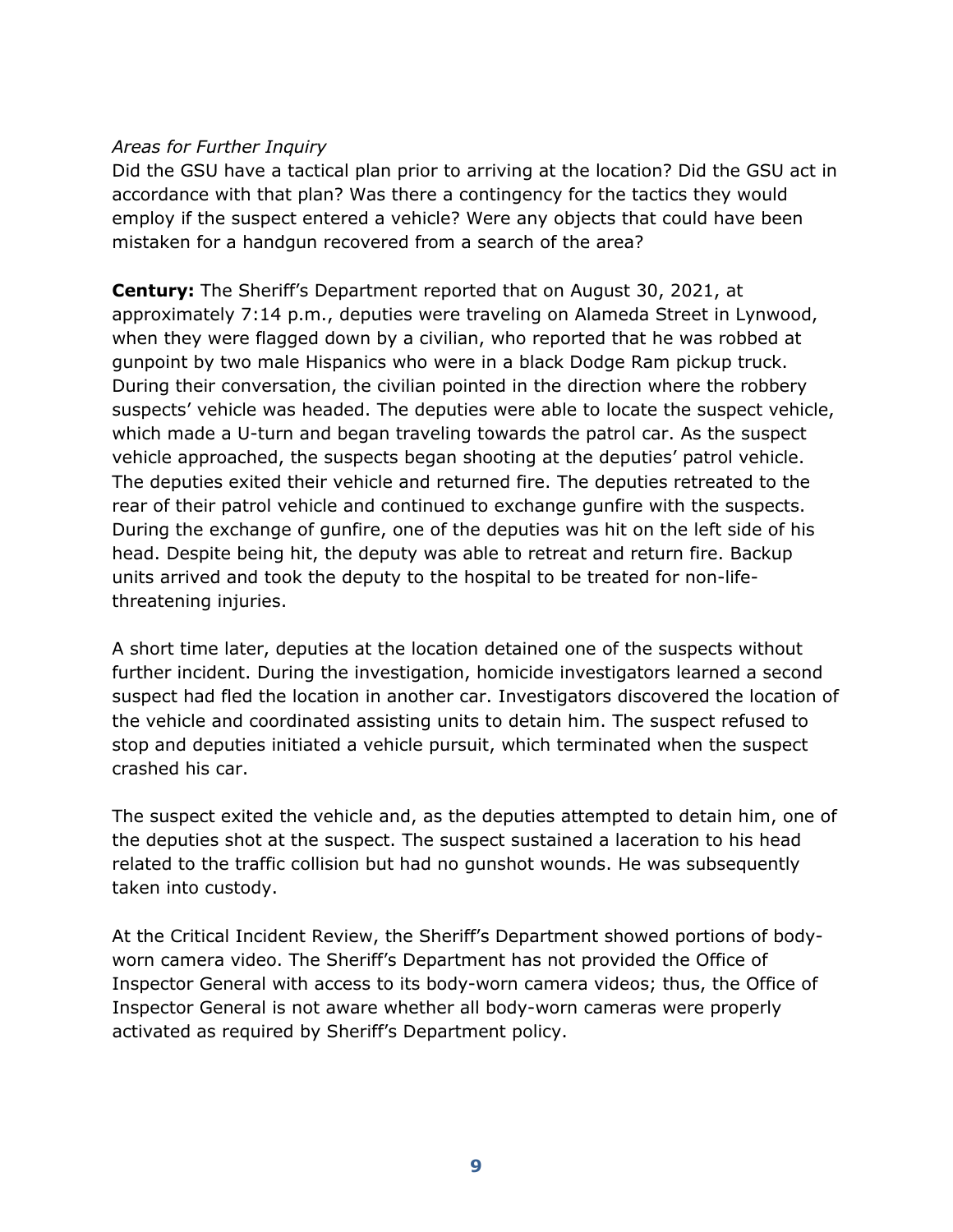*Areas for Further Inquiry*

Did the GSU have a tactical plan prior to arriving at the location? Did the GSU act in accordance with that plan? Was there a contingency for the tactics they would employ if the suspect entered a vehicle? Were any objects that could have been mistaken for a handgun recovered from a search of the area?

**Century:** The Sheriff's Department reported that on August 30, 2021, at approximately 7:14 p.m., deputies were traveling on Alameda Street in Lynwood, when they were flagged down by a civilian, who reported that he was robbed at gunpoint by two male Hispanics who were in a black Dodge Ram pickup truck. During their conversation, the civilian pointed in the direction where the robbery suspects' vehicle was headed. The deputies were able to locate the suspect vehicle, which made a U-turn and began traveling towards the patrol car. As the suspect vehicle approached, the suspects began shooting at the deputies' patrol vehicle. The deputies exited their vehicle and returned fire. The deputies retreated to the rear of their patrol vehicle and continued to exchange gunfire with the suspects. During the exchange of gunfire, one of the deputies was hit on the left side of his head. Despite being hit, the deputy was able to retreat and return fire. Backup units arrived and took the deputy to the hospital to be treated for non-life-threatening injuries.

A short time later, deputies at the location detained one of the suspects without further incident. During the investigation, homicide investigators learned a second suspect had fled the location in another car. Investigators discovered the location of the vehicle and coordinated assisting units to detain him. The suspect refused to stop and deputies initiated a vehicle pursuit, which terminated when the suspect crashed his car.

The suspect exited the vehicle and, as the deputies attempted to detain him, one of the deputies shot at the suspect. The suspect sustained a laceration to his head related to the traffic collision but had no gunshot wounds. He was subsequently taken into custody.

At the Critical Incident Review, the Sheriff's Department showed portions of body-worn camera video. The Sheriff's Department has not provided the Office of Inspector General with access to its body-worn camera videos; thus, the Office of Inspector General is not aware whether all body-worn cameras were properly activated as required by Sheriff's Department policy.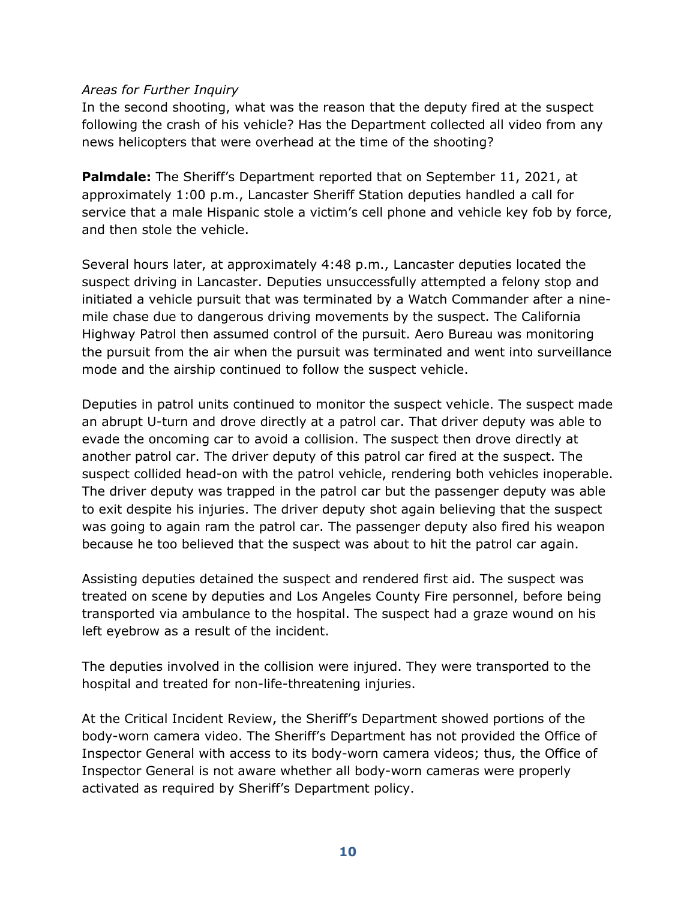*Areas for Further Inquiry*

In the second shooting, what was the reason that the deputy fired at the suspect following the crash of his vehicle? Has the Department collected all video from any news helicopters that were overhead at the time of the shooting?

**Palmdale:** The Sheriff's Department reported that on September 11, 2021, at approximately 1:00 p.m., Lancaster Sheriff Station deputies handled a call for service that a male Hispanic stole a victim's cell phone and vehicle key fob by force, and then stole the vehicle.

Several hours later, at approximately 4:48 p.m., Lancaster deputies located the suspect driving in Lancaster. Deputies unsuccessfully attempted a felony stop and initiated a vehicle pursuit that was terminated by a Watch Commander after a nine-mile chase due to dangerous driving movements by the suspect. The California Highway Patrol then assumed control of the pursuit. Aero Bureau was monitoring the pursuit from the air when the pursuit was terminated and went into surveillance mode and the airship continued to follow the suspect vehicle.

Deputies in patrol units continued to monitor the suspect vehicle. The suspect made an abrupt U-turn and drove directly at a patrol car. That driver deputy was able to evade the oncoming car to avoid a collision. The suspect then drove directly at another patrol car. The driver deputy of this patrol car fired at the suspect. The suspect collided head-on with the patrol vehicle, rendering both vehicles inoperable. The driver deputy was trapped in the patrol car but the passenger deputy was able to exit despite his injuries. The driver deputy shot again believing that the suspect was going to again ram the patrol car. The passenger deputy also fired his weapon because he too believed that the suspect was about to hit the patrol car again.

Assisting deputies detained the suspect and rendered first aid. The suspect was treated on scene by deputies and Los Angeles County Fire personnel, before being transported via ambulance to the hospital. The suspect had a graze wound on his left eyebrow as a result of the incident.

The deputies involved in the collision were injured. They were transported to the hospital and treated for non-life-threatening injuries.

At the Critical Incident Review, the Sheriff's Department showed portions of the body-worn camera video. The Sheriff's Department has not provided the Office of Inspector General with access to its body-worn camera videos; thus, the Office of Inspector General is not aware whether all body-worn cameras were properly activated as required by Sheriff's Department policy.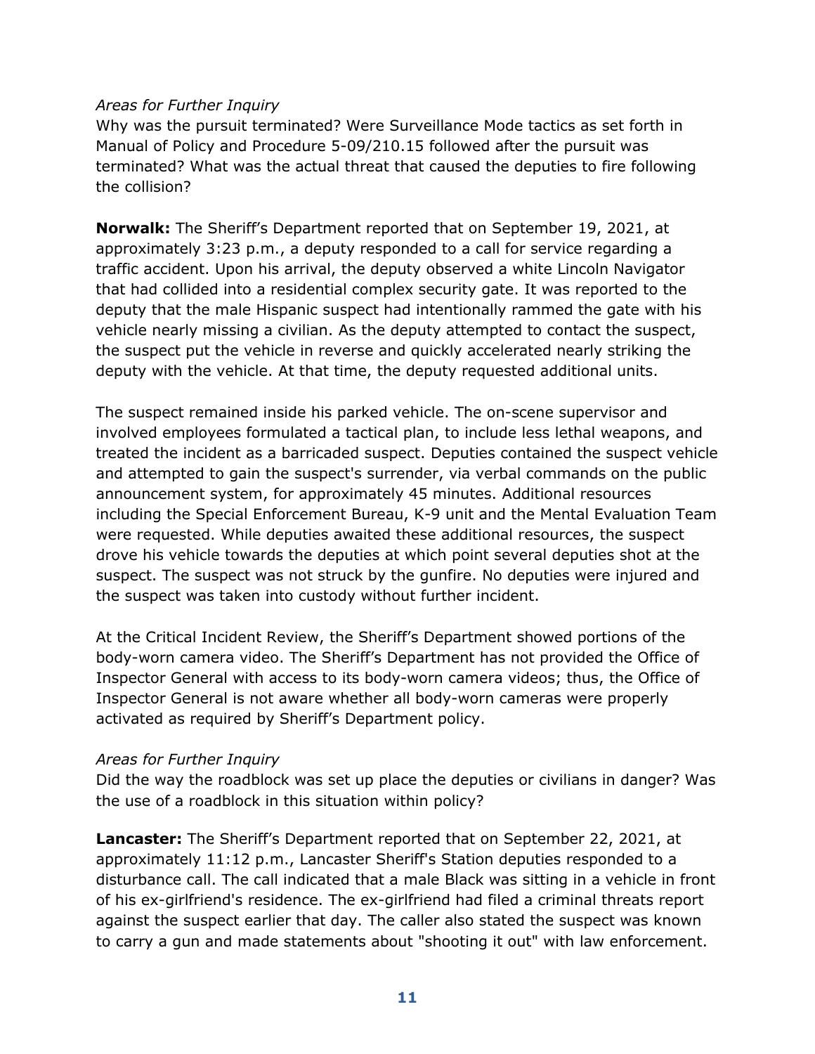*Areas for Further Inquiry*

Why was the pursuit terminated? Were Surveillance Mode tactics as set forth in Manual of Policy and Procedure 5-09/210.15 followed after the pursuit was terminated? What was the actual threat that caused the deputies to fire following the collision?

**Norwalk:** The Sheriff's Department reported that on September 19, 2021, at approximately 3:23 p.m., a deputy responded to a call for service regarding a traffic accident. Upon his arrival, the deputy observed a white Lincoln Navigator that had collided into a residential complex security gate. It was reported to the deputy that the male Hispanic suspect had intentionally rammed the gate with his vehicle nearly missing a civilian. As the deputy attempted to contact the suspect, the suspect put the vehicle in reverse and quickly accelerated nearly striking the deputy with the vehicle. At that time, the deputy requested additional units.

The suspect remained inside his parked vehicle. The on-scene supervisor and involved employees formulated a tactical plan, to include less lethal weapons, and treated the incident as a barricaded suspect. Deputies contained the suspect vehicle and attempted to gain the suspect's surrender, via verbal commands on the public announcement system, for approximately 45 minutes. Additional resources including the Special Enforcement Bureau, K-9 unit and the Mental Evaluation Team were requested. While deputies awaited these additional resources, the suspect drove his vehicle towards the deputies at which point several deputies shot at the suspect. The suspect was not struck by the gunfire. No deputies were injured and the suspect was taken into custody without further incident.

At the Critical Incident Review, the Sheriff's Department showed portions of the body-worn camera video. The Sheriff's Department has not provided the Office of Inspector General with access to its body-worn camera videos; thus, the Office of Inspector General is not aware whether all body-worn cameras were properly activated as required by Sheriff's Department policy.

*Areas for Further Inquiry*

Did the way the roadblock was set up place the deputies or civilians in danger? Was the use of a roadblock in this situation within policy?

**Lancaster:** The Sheriff's Department reported that on September 22, 2021, at approximately 11:12 p.m., Lancaster Sheriff's Station deputies responded to a disturbance call. The call indicated that a male Black was sitting in a vehicle in front of his ex-girlfriend's residence. The ex-girlfriend had filed a criminal threats report against the suspect earlier that day. The caller also stated the suspect was known to carry a gun and made statements about "shooting it out" with law enforcement.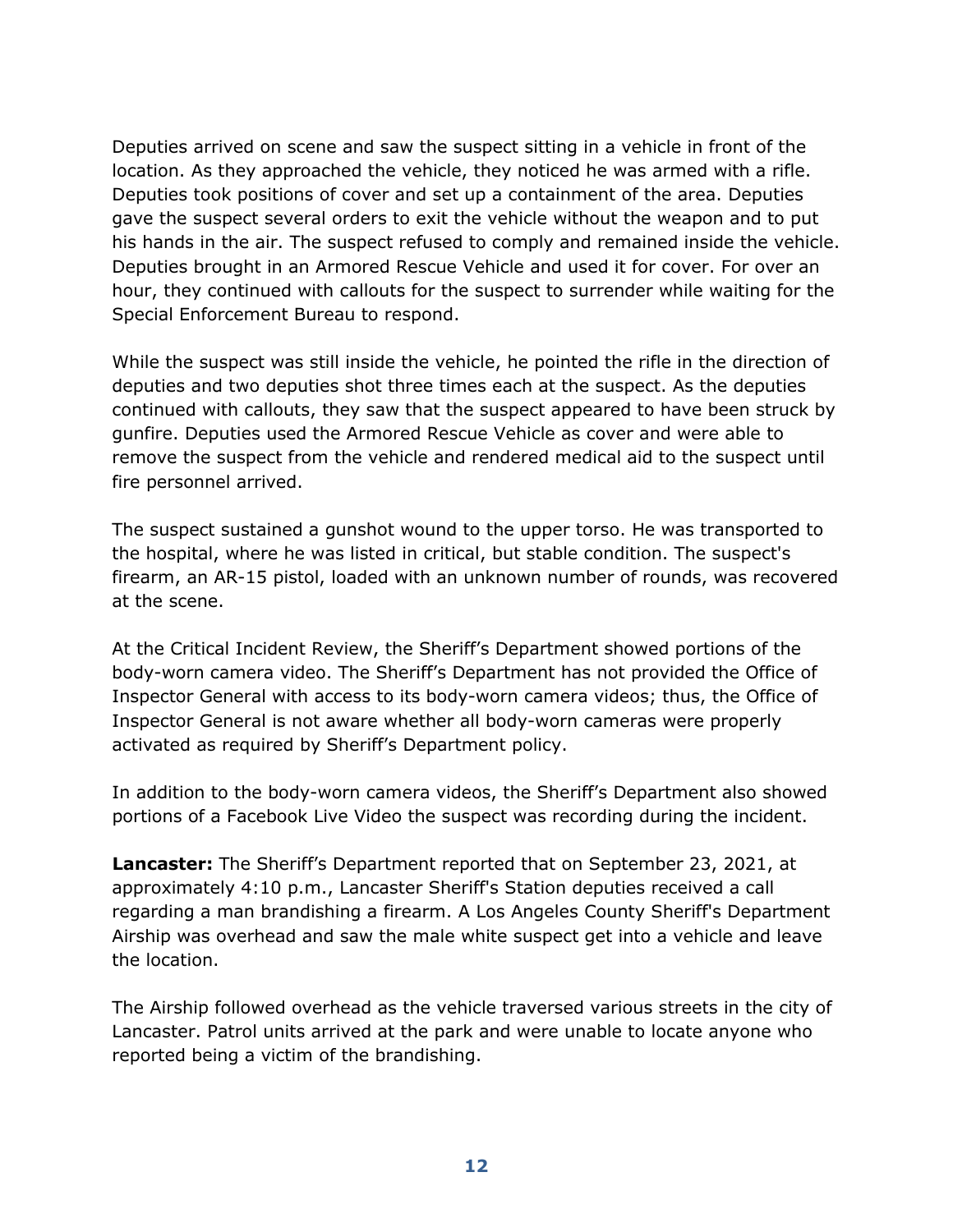Deputies arrived on scene and saw the suspect sitting in a vehicle in front of the location. As they approached the vehicle, they noticed he was armed with a rifle. Deputies took positions of cover and set up a containment of the area. Deputies gave the suspect several orders to exit the vehicle without the weapon and to put his hands in the air. The suspect refused to comply and remained inside the vehicle. Deputies brought in an Armored Rescue Vehicle and used it for cover. For over an hour, they continued with callouts for the suspect to surrender while waiting for the Special Enforcement Bureau to respond.

While the suspect was still inside the vehicle, he pointed the rifle in the direction of deputies and two deputies shot three times each at the suspect. As the deputies continued with callouts, they saw that the suspect appeared to have been struck by gunfire. Deputies used the Armored Rescue Vehicle as cover and were able to remove the suspect from the vehicle and rendered medical aid to the suspect until fire personnel arrived.

The suspect sustained a gunshot wound to the upper torso. He was transported to the hospital, where he was listed in critical, but stable condition. The suspect's firearm, an AR-15 pistol, loaded with an unknown number of rounds, was recovered at the scene.

At the Critical Incident Review, the Sheriff's Department showed portions of the body-worn camera video. The Sheriff's Department has not provided the Office of Inspector General with access to its body-worn camera videos; thus, the Office of Inspector General is not aware whether all body-worn cameras were properly activated as required by Sheriff's Department policy.

In addition to the body-worn camera videos, the Sheriff's Department also showed portions of a Facebook Live Video the suspect was recording during the incident.

**Lancaster:** The Sheriff's Department reported that on September 23, 2021, at approximately 4:10 p.m., Lancaster Sheriff's Station deputies received a call regarding a man brandishing a firearm. A Los Angeles County Sheriff's Department Airship was overhead and saw the male white suspect get into a vehicle and leave the location.

The Airship followed overhead as the vehicle traversed various streets in the city of Lancaster. Patrol units arrived at the park and were unable to locate anyone who reported being a victim of the brandishing.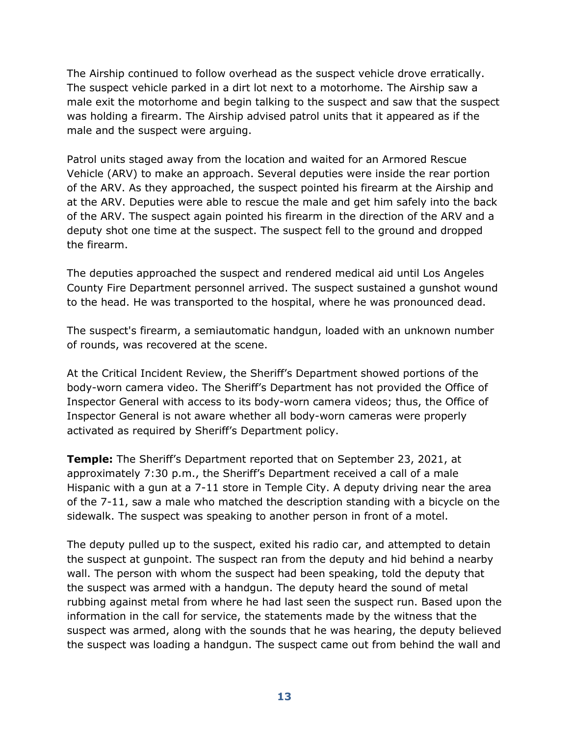The Airship continued to follow overhead as the suspect vehicle drove erratically. The suspect vehicle parked in a dirt lot next to a motorhome. The Airship saw a male exit the motorhome and begin talking to the suspect and saw that the suspect was holding a firearm. The Airship advised patrol units that it appeared as if the male and the suspect were arguing.

Patrol units staged away from the location and waited for an Armored Rescue Vehicle (ARV) to make an approach. Several deputies were inside the rear portion of the ARV. As they approached, the suspect pointed his firearm at the Airship and at the ARV. Deputies were able to rescue the male and get him safely into the back of the ARV. The suspect again pointed his firearm in the direction of the ARV and a deputy shot one time at the suspect. The suspect fell to the ground and dropped the firearm.

The deputies approached the suspect and rendered medical aid until Los Angeles County Fire Department personnel arrived. The suspect sustained a gunshot wound to the head. He was transported to the hospital, where he was pronounced dead.

The suspect's firearm, a semiautomatic handgun, loaded with an unknown number of rounds, was recovered at the scene.

At the Critical Incident Review, the Sheriff's Department showed portions of the body-worn camera video. The Sheriff's Department has not provided the Office of Inspector General with access to its body-worn camera videos; thus, the Office of Inspector General is not aware whether all body-worn cameras were properly activated as required by Sheriff's Department policy.

**Temple:** The Sheriff's Department reported that on September 23, 2021, at approximately 7:30 p.m., the Sheriff's Department received a call of a male Hispanic with a gun at a 7-11 store in Temple City. A deputy driving near the area of the 7-11, saw a male who matched the description standing with a bicycle on the sidewalk. The suspect was speaking to another person in front of a motel.

The deputy pulled up to the suspect, exited his radio car, and attempted to detain the suspect at gunpoint. The suspect ran from the deputy and hid behind a nearby wall. The person with whom the suspect had been speaking, told the deputy that the suspect was armed with a handgun. The deputy heard the sound of metal rubbing against metal from where he had last seen the suspect run. Based upon the information in the call for service, the statements made by the witness that the suspect was armed, along with the sounds that he was hearing, the deputy believed the suspect was loading a handgun. The suspect came out from behind the wall and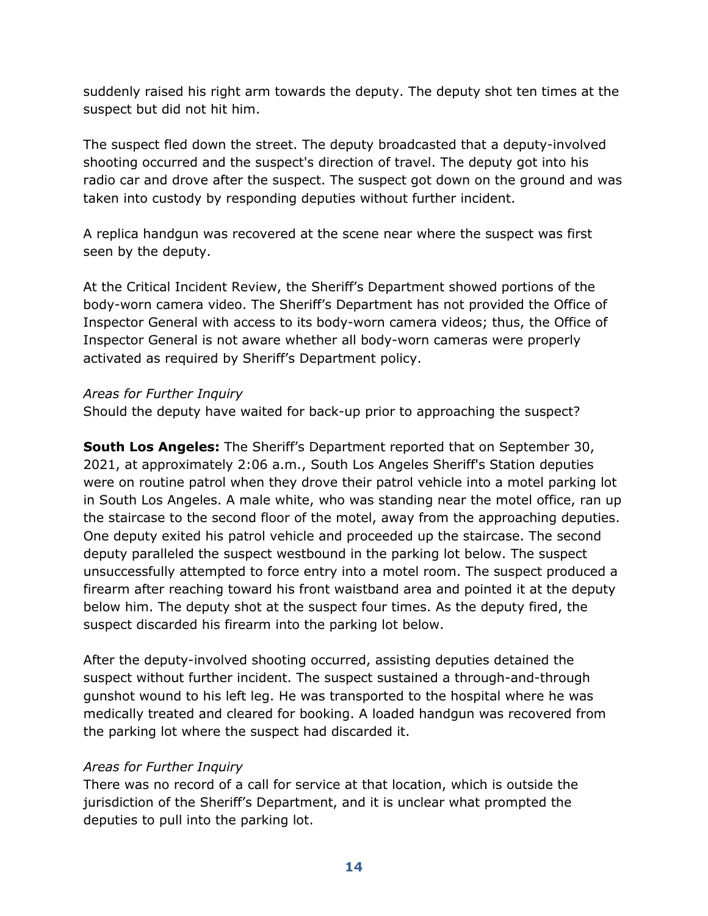suddenly raised his right arm towards the deputy. The deputy shot ten times at the suspect but did not hit him.

The suspect fled down the street. The deputy broadcasted that a deputy-involved shooting occurred and the suspect's direction of travel. The deputy got into his radio car and drove after the suspect. The suspect got down on the ground and was taken into custody by responding deputies without further incident.

A replica handgun was recovered at the scene near where the suspect was first seen by the deputy.

At the Critical Incident Review, the Sheriff's Department showed portions of the body-worn camera video. The Sheriff's Department has not provided the Office of Inspector General with access to its body-worn camera videos; thus, the Office of Inspector General is not aware whether all body-worn cameras were properly activated as required by Sheriff's Department policy.

*Areas for Further Inquiry*
Should the deputy have waited for back-up prior to approaching the suspect?

**South Los Angeles:** The Sheriff's Department reported that on September 30, 2021, at approximately 2:06 a.m., South Los Angeles Sheriff's Station deputies were on routine patrol when they drove their patrol vehicle into a motel parking lot in South Los Angeles. A male white, who was standing near the motel office, ran up the staircase to the second floor of the motel, away from the approaching deputies. One deputy exited his patrol vehicle and proceeded up the staircase. The second deputy paralleled the suspect westbound in the parking lot below. The suspect unsuccessfully attempted to force entry into a motel room. The suspect produced a firearm after reaching toward his front waistband area and pointed it at the deputy below him. The deputy shot at the suspect four times. As the deputy fired, the suspect discarded his firearm into the parking lot below.

After the deputy-involved shooting occurred, assisting deputies detained the suspect without further incident. The suspect sustained a through-and-through gunshot wound to his left leg. He was transported to the hospital where he was medically treated and cleared for booking. A loaded handgun was recovered from the parking lot where the suspect had discarded it.

*Areas for Further Inquiry*
There was no record of a call for service at that location, which is outside the jurisdiction of the Sheriff's Department, and it is unclear what prompted the deputies to pull into the parking lot.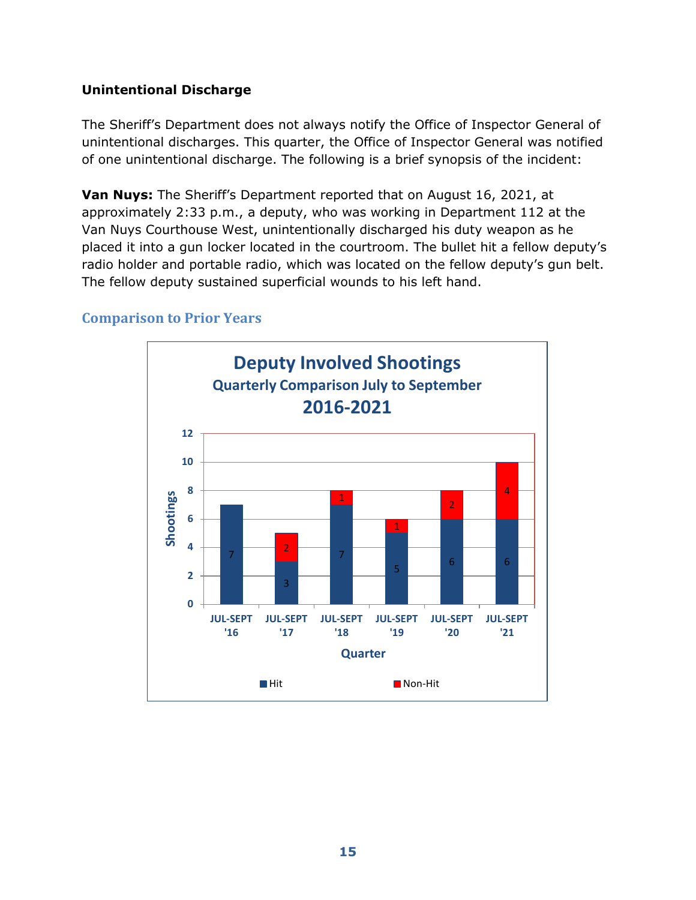**Unintentional Discharge**

The Sheriff's Department does not always notify the Office of Inspector General of unintentional discharges. This quarter, the Office of Inspector General was notified of one unintentional discharge. The following is a brief synopsis of the incident:

**Van Nuys:** The Sheriff's Department reported that on August 16, 2021, at approximately 2:33 p.m., a deputy, who was working in Department 112 at the Van Nuys Courthouse West, unintentionally discharged his duty weapon as he placed it into a gun locker located in the courtroom. The bullet hit a fellow deputy's radio holder and portable radio, which was located on the fellow deputy's gun belt. The fellow deputy sustained superficial wounds to his left hand.

## Comparison to Prior Years

**Deputy Involved Shootings**
**Quarterly Comparison July to September**
**2016-2021**

| Quarter | Hit | Non-Hit |
|---|---|---|
| JUL-SEPT '16 | 7 | |
| JUL-SEPT '17 | 3 | 2 |
| JUL-SEPT '18 | 7 | 1 |
| JUL-SEPT '19 | 5 | 1 |
| JUL-SEPT '20 | 6 | 2 |
| JUL-SEPT '21 | 6 | 4 |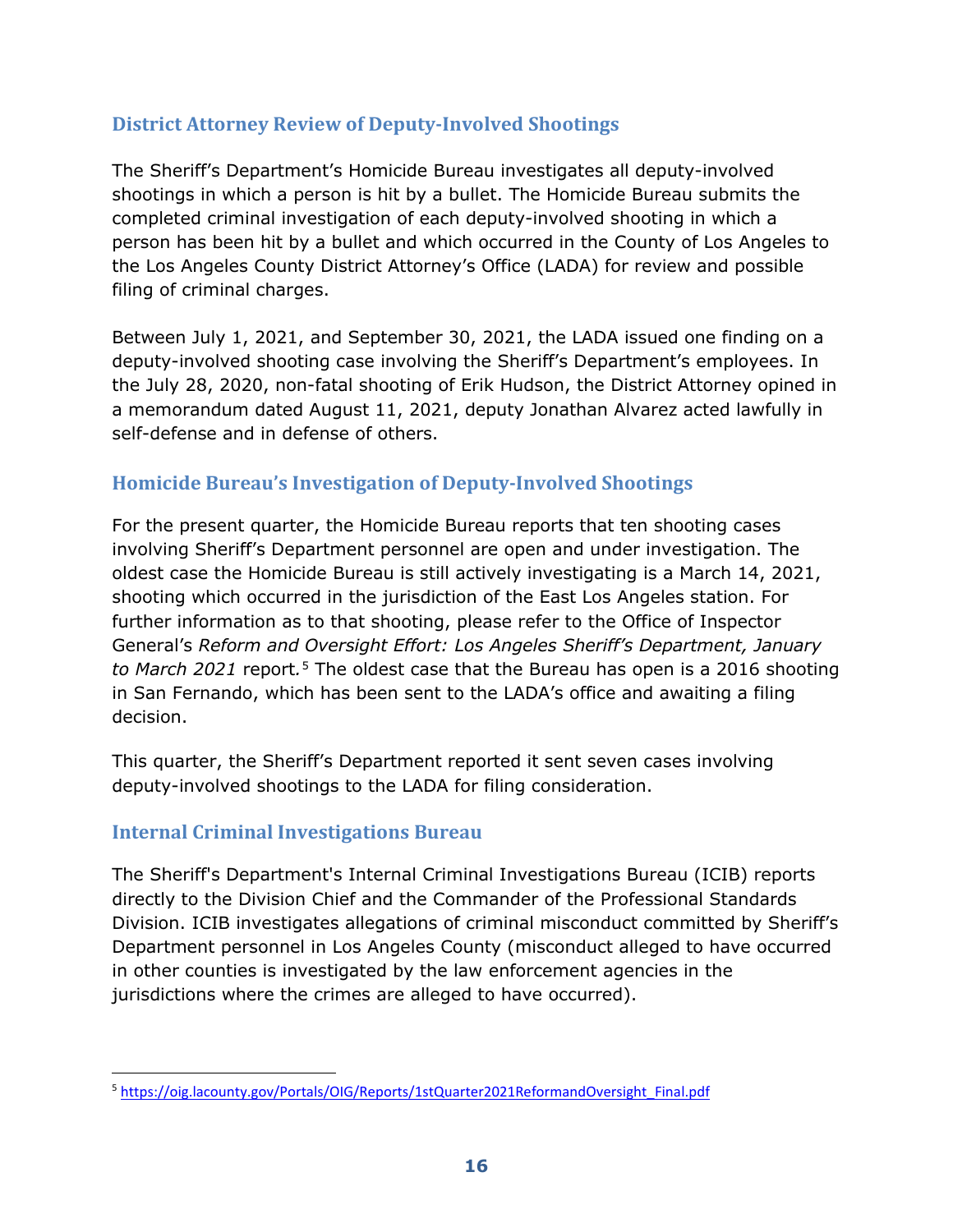## District Attorney Review of Deputy-Involved Shootings

The Sheriff's Department's Homicide Bureau investigates all deputy-involved shootings in which a person is hit by a bullet. The Homicide Bureau submits the completed criminal investigation of each deputy-involved shooting in which a person has been hit by a bullet and which occurred in the County of Los Angeles to the Los Angeles County District Attorney's Office (LADA) for review and possible filing of criminal charges.

Between July 1, 2021, and September 30, 2021, the LADA issued one finding on a deputy-involved shooting case involving the Sheriff's Department's employees. In the July 28, 2020, non-fatal shooting of Erik Hudson, the District Attorney opined in a memorandum dated August 11, 2021, deputy Jonathan Alvarez acted lawfully in self-defense and in defense of others.

## Homicide Bureau's Investigation of Deputy-Involved Shootings

For the present quarter, the Homicide Bureau reports that ten shooting cases involving Sheriff's Department personnel are open and under investigation. The oldest case the Homicide Bureau is still actively investigating is a March 14, 2021, shooting which occurred in the jurisdiction of the East Los Angeles station. For further information as to that shooting, please refer to the Office of Inspector General's *Reform and Oversight Effort: Los Angeles Sheriff's Department, January to March 2021* report.[5] The oldest case that the Bureau has open is a 2016 shooting in San Fernando, which has been sent to the LADA's office and awaiting a filing decision.

This quarter, the Sheriff's Department reported it sent seven cases involving deputy-involved shootings to the LADA for filing consideration.

## Internal Criminal Investigations Bureau

The Sheriff's Department's Internal Criminal Investigations Bureau (ICIB) reports directly to the Division Chief and the Commander of the Professional Standards Division. ICIB investigates allegations of criminal misconduct committed by Sheriff's Department personnel in Los Angeles County (misconduct alleged to have occurred in other counties is investigated by the law enforcement agencies in the jurisdictions where the crimes are alleged to have occurred).

---

[5] https://oig.lacounty.gov/Portals/OIG/Reports/1stQuarter2021ReformandOversight_Final.pdf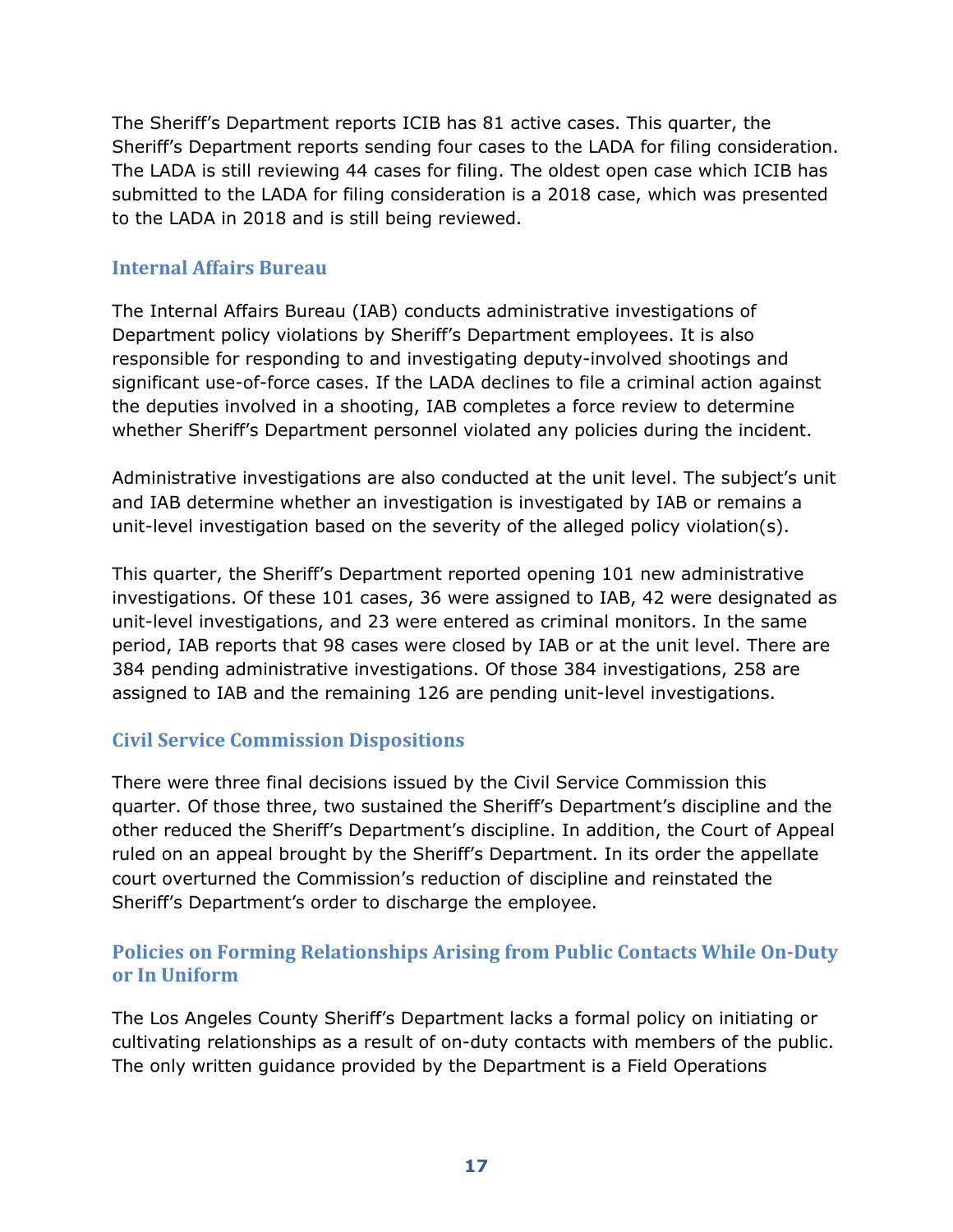The Sheriff's Department reports ICIB has 81 active cases. This quarter, the Sheriff's Department reports sending four cases to the LADA for filing consideration. The LADA is still reviewing 44 cases for filing. The oldest open case which ICIB has submitted to the LADA for filing consideration is a 2018 case, which was presented to the LADA in 2018 and is still being reviewed.

## Internal Affairs Bureau

The Internal Affairs Bureau (IAB) conducts administrative investigations of Department policy violations by Sheriff's Department employees. It is also responsible for responding to and investigating deputy-involved shootings and significant use-of-force cases. If the LADA declines to file a criminal action against the deputies involved in a shooting, IAB completes a force review to determine whether Sheriff's Department personnel violated any policies during the incident.

Administrative investigations are also conducted at the unit level. The subject's unit and IAB determine whether an investigation is investigated by IAB or remains a unit-level investigation based on the severity of the alleged policy violation(s).

This quarter, the Sheriff's Department reported opening 101 new administrative investigations. Of these 101 cases, 36 were assigned to IAB, 42 were designated as unit-level investigations, and 23 were entered as criminal monitors. In the same period, IAB reports that 98 cases were closed by IAB or at the unit level. There are 384 pending administrative investigations. Of those 384 investigations, 258 are assigned to IAB and the remaining 126 are pending unit-level investigations.

## Civil Service Commission Dispositions

There were three final decisions issued by the Civil Service Commission this quarter. Of those three, two sustained the Sheriff's Department's discipline and the other reduced the Sheriff's Department's discipline. In addition, the Court of Appeal ruled on an appeal brought by the Sheriff's Department. In its order the appellate court overturned the Commission's reduction of discipline and reinstated the Sheriff's Department's order to discharge the employee.

## Policies on Forming Relationships Arising from Public Contacts While On-Duty or In Uniform

The Los Angeles County Sheriff's Department lacks a formal policy on initiating or cultivating relationships as a result of on-duty contacts with members of the public. The only written guidance provided by the Department is a Field Operations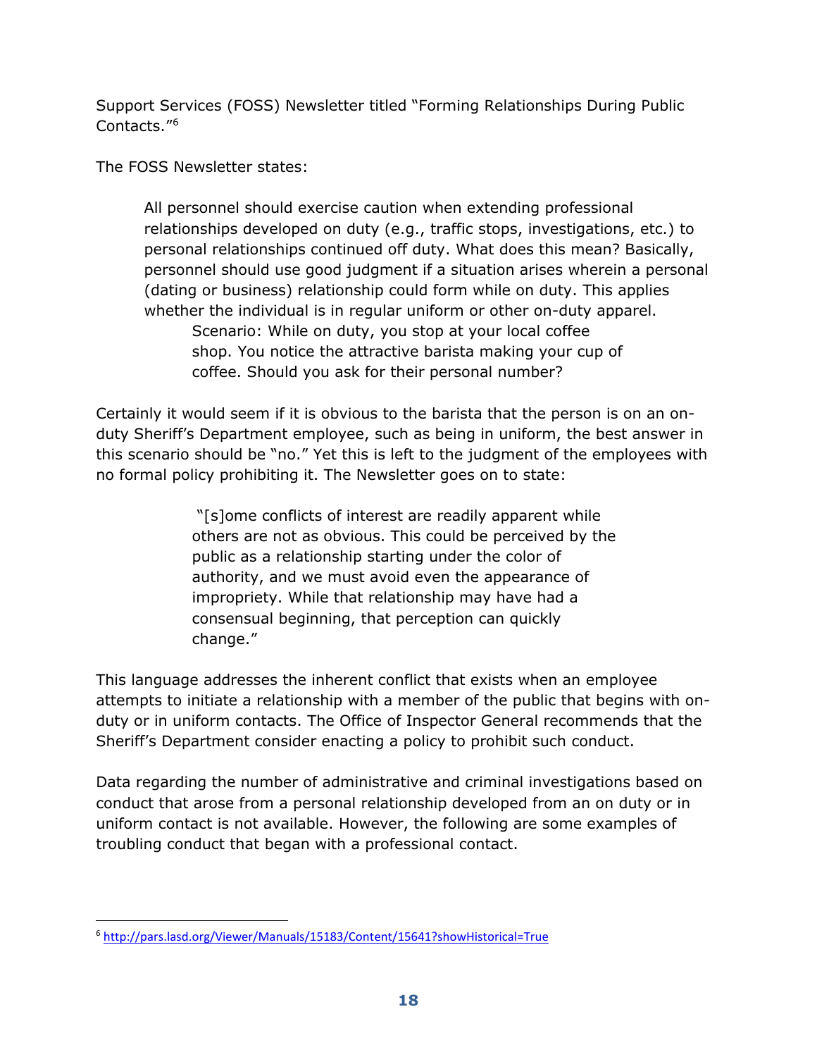Support Services (FOSS) Newsletter titled "Forming Relationships During Public Contacts."[6]

The FOSS Newsletter states:

> All personnel should exercise caution when extending professional relationships developed on duty (e.g., traffic stops, investigations, etc.) to personal relationships continued off duty. What does this mean? Basically, personnel should use good judgment if a situation arises wherein a personal (dating or business) relationship could form while on duty. This applies whether the individual is in regular uniform or other on-duty apparel.
>
> > Scenario: While on duty, you stop at your local coffee shop. You notice the attractive barista making your cup of coffee. Should you ask for their personal number?

Certainly it would seem if it is obvious to the barista that the person is on an on-duty Sheriff's Department employee, such as being in uniform, the best answer in this scenario should be "no." Yet this is left to the judgment of the employees with no formal policy prohibiting it. The Newsletter goes on to state:

> "[s]ome conflicts of interest are readily apparent while others are not as obvious. This could be perceived by the public as a relationship starting under the color of authority, and we must avoid even the appearance of impropriety. While that relationship may have had a consensual beginning, that perception can quickly change."

This language addresses the inherent conflict that exists when an employee attempts to initiate a relationship with a member of the public that begins with on-duty or in uniform contacts. The Office of Inspector General recommends that the Sheriff's Department consider enacting a policy to prohibit such conduct.

Data regarding the number of administrative and criminal investigations based on conduct that arose from a personal relationship developed from an on duty or in uniform contact is not available. However, the following are some examples of troubling conduct that began with a professional contact.

---

[6] http://pars.lasd.org/Viewer/Manuals/15183/Content/15641?showHistorical=True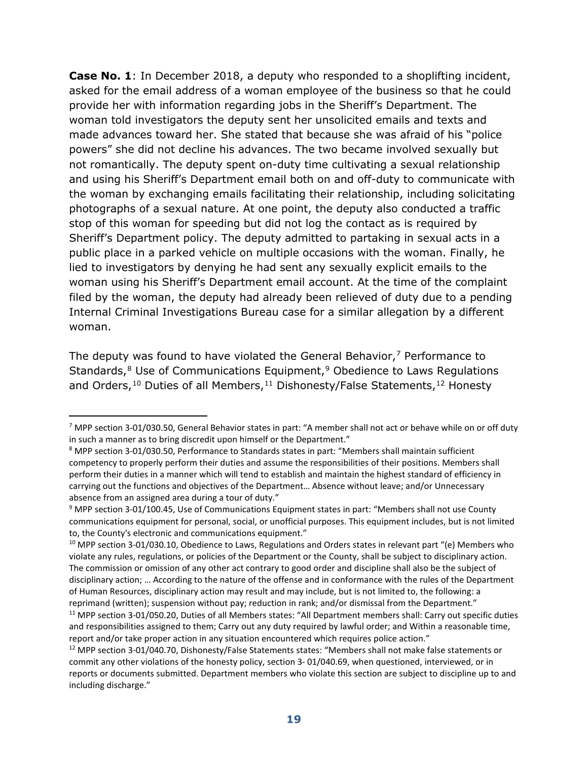**Case No. 1**: In December 2018, a deputy who responded to a shoplifting incident, asked for the email address of a woman employee of the business so that he could provide her with information regarding jobs in the Sheriff's Department. The woman told investigators the deputy sent her unsolicited emails and texts and made advances toward her. She stated that because she was afraid of his "police powers" she did not decline his advances. The two became involved sexually but not romantically. The deputy spent on-duty time cultivating a sexual relationship and using his Sheriff's Department email both on and off-duty to communicate with the woman by exchanging emails facilitating their relationship, including solicitating photographs of a sexual nature. At one point, the deputy also conducted a traffic stop of this woman for speeding but did not log the contact as is required by Sheriff's Department policy. The deputy admitted to partaking in sexual acts in a public place in a parked vehicle on multiple occasions with the woman. Finally, he lied to investigators by denying he had sent any sexually explicit emails to the woman using his Sheriff's Department email account. At the time of the complaint filed by the woman, the deputy had already been relieved of duty due to a pending Internal Criminal Investigations Bureau case for a similar allegation by a different woman.

The deputy was found to have violated the General Behavior,[7] Performance to Standards,[8] Use of Communications Equipment,[9] Obedience to Laws Regulations and Orders,[10] Duties of all Members,[11] Dishonesty/False Statements,[12] Honesty

---

[7] MPP section 3-01/030.50, General Behavior states in part: "A member shall not act or behave while on or off duty in such a manner as to bring discredit upon himself or the Department."

[8] MPP section 3-01/030.50, Performance to Standards states in part: "Members shall maintain sufficient competency to properly perform their duties and assume the responsibilities of their positions. Members shall perform their duties in a manner which will tend to establish and maintain the highest standard of efficiency in carrying out the functions and objectives of the Department… Absence without leave; and/or Unnecessary absence from an assigned area during a tour of duty."

[9] MPP section 3-01/100.45, Use of Communications Equipment states in part: "Members shall not use County communications equipment for personal, social, or unofficial purposes. This equipment includes, but is not limited to, the County's electronic and communications equipment."

[10] MPP section 3-01/030.10, Obedience to Laws, Regulations and Orders states in relevant part "(e) Members who violate any rules, regulations, or policies of the Department or the County, shall be subject to disciplinary action. The commission or omission of any other act contrary to good order and discipline shall also be the subject of disciplinary action; … According to the nature of the offense and in conformance with the rules of the Department of Human Resources, disciplinary action may result and may include, but is not limited to, the following: a reprimand (written); suspension without pay; reduction in rank; and/or dismissal from the Department."

[11] MPP section 3-01/050.20, Duties of all Members states: "All Department members shall: Carry out specific duties and responsibilities assigned to them; Carry out any duty required by lawful order; and Within a reasonable time, report and/or take proper action in any situation encountered which requires police action."

[12] MPP section 3-01/040.70, Dishonesty/False Statements states: "Members shall not make false statements or commit any other violations of the honesty policy, section 3- 01/040.69, when questioned, interviewed, or in reports or documents submitted. Department members who violate this section are subject to discipline up to and including discharge."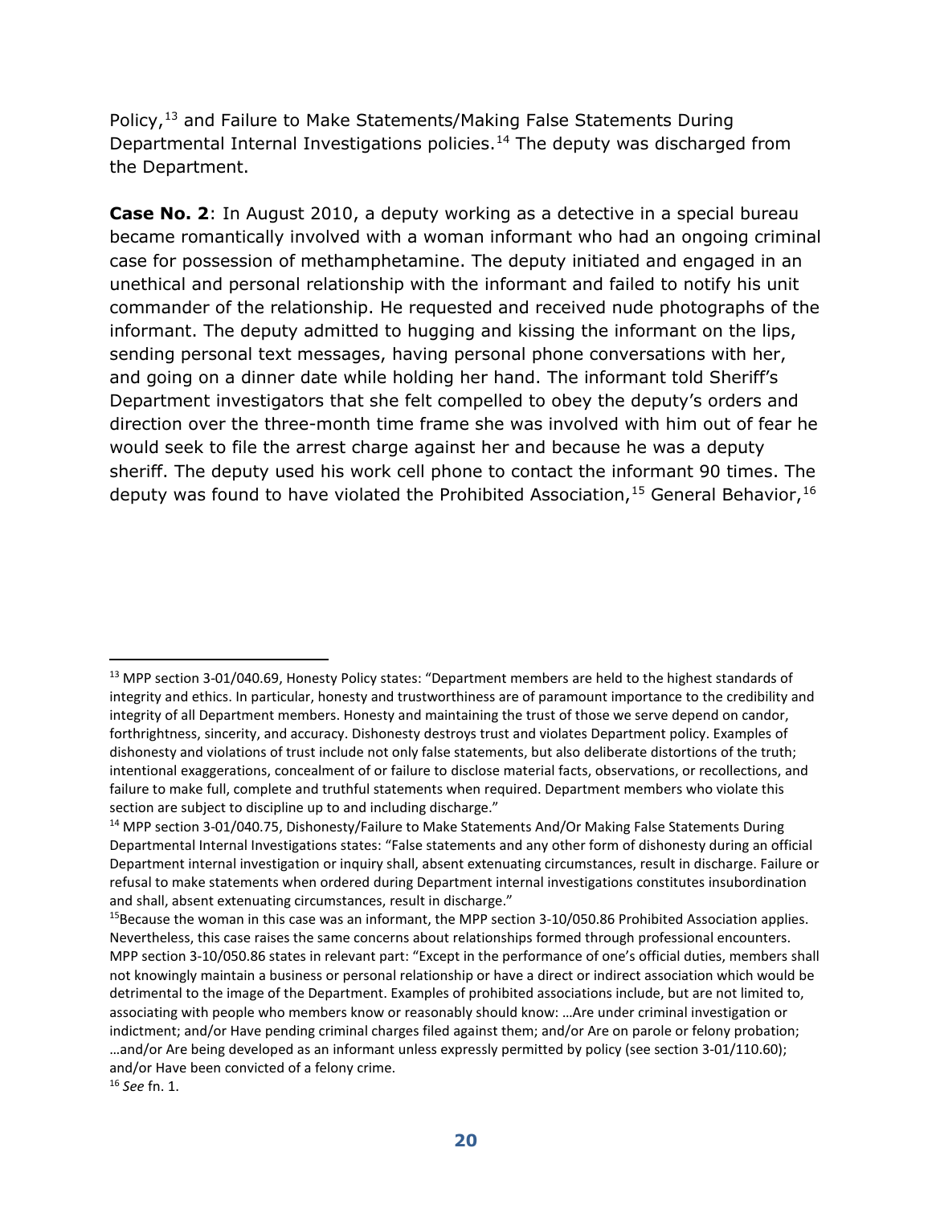Policy,[13] and Failure to Make Statements/Making False Statements During Departmental Internal Investigations policies.[14] The deputy was discharged from the Department.

**Case No. 2**: In August 2010, a deputy working as a detective in a special bureau became romantically involved with a woman informant who had an ongoing criminal case for possession of methamphetamine. The deputy initiated and engaged in an unethical and personal relationship with the informant and failed to notify his unit commander of the relationship. He requested and received nude photographs of the informant. The deputy admitted to hugging and kissing the informant on the lips, sending personal text messages, having personal phone conversations with her, and going on a dinner date while holding her hand. The informant told Sheriff's Department investigators that she felt compelled to obey the deputy's orders and direction over the three-month time frame she was involved with him out of fear he would seek to file the arrest charge against her and because he was a deputy sheriff. The deputy used his work cell phone to contact the informant 90 times. The deputy was found to have violated the Prohibited Association,[15] General Behavior,[16]

---

[13] MPP section 3-01/040.69, Honesty Policy states: "Department members are held to the highest standards of integrity and ethics. In particular, honesty and trustworthiness are of paramount importance to the credibility and integrity of all Department members. Honesty and maintaining the trust of those we serve depend on candor, forthrightness, sincerity, and accuracy. Dishonesty destroys trust and violates Department policy. Examples of dishonesty and violations of trust include not only false statements, but also deliberate distortions of the truth; intentional exaggerations, concealment of or failure to disclose material facts, observations, or recollections, and failure to make full, complete and truthful statements when required. Department members who violate this section are subject to discipline up to and including discharge."

[14] MPP section 3-01/040.75, Dishonesty/Failure to Make Statements And/Or Making False Statements During Departmental Internal Investigations states: "False statements and any other form of dishonesty during an official Department internal investigation or inquiry shall, absent extenuating circumstances, result in discharge. Failure or refusal to make statements when ordered during Department internal investigations constitutes insubordination and shall, absent extenuating circumstances, result in discharge."

[15] Because the woman in this case was an informant, the MPP section 3-10/050.86 Prohibited Association applies. Nevertheless, this case raises the same concerns about relationships formed through professional encounters. MPP section 3-10/050.86 states in relevant part: "Except in the performance of one's official duties, members shall not knowingly maintain a business or personal relationship or have a direct or indirect association which would be detrimental to the image of the Department. Examples of prohibited associations include, but are not limited to, associating with people who members know or reasonably should know: …Are under criminal investigation or indictment; and/or Have pending criminal charges filed against them; and/or Are on parole or felony probation; …and/or Are being developed as an informant unless expressly permitted by policy (see section 3-01/110.60); and/or Have been convicted of a felony crime.

[16] *See* fn. 1.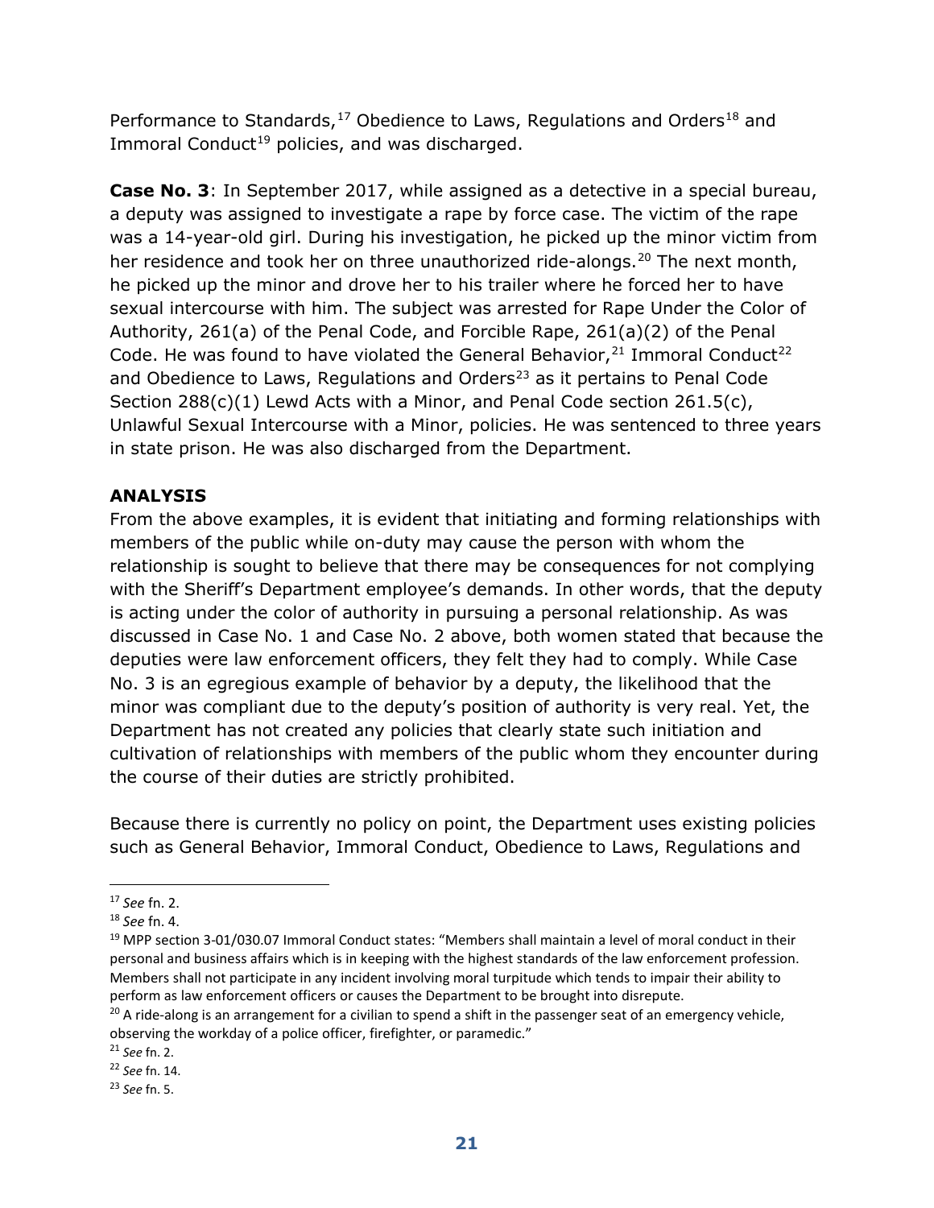Performance to Standards,[17] Obedience to Laws, Regulations and Orders[18] and Immoral Conduct[19] policies, and was discharged.

**Case No. 3**: In September 2017, while assigned as a detective in a special bureau, a deputy was assigned to investigate a rape by force case. The victim of the rape was a 14-year-old girl. During his investigation, he picked up the minor victim from her residence and took her on three unauthorized ride-alongs.[20] The next month, he picked up the minor and drove her to his trailer where he forced her to have sexual intercourse with him. The subject was arrested for Rape Under the Color of Authority, 261(a) of the Penal Code, and Forcible Rape, 261(a)(2) of the Penal Code. He was found to have violated the General Behavior,[21] Immoral Conduct[22] and Obedience to Laws, Regulations and Orders[23] as it pertains to Penal Code Section 288(c)(1) Lewd Acts with a Minor, and Penal Code section 261.5(c), Unlawful Sexual Intercourse with a Minor, policies. He was sentenced to three years in state prison. He was also discharged from the Department.

**ANALYSIS**

From the above examples, it is evident that initiating and forming relationships with members of the public while on-duty may cause the person with whom the relationship is sought to believe that there may be consequences for not complying with the Sheriff's Department employee's demands. In other words, that the deputy is acting under the color of authority in pursuing a personal relationship. As was discussed in Case No. 1 and Case No. 2 above, both women stated that because the deputies were law enforcement officers, they felt they had to comply. While Case No. 3 is an egregious example of behavior by a deputy, the likelihood that the minor was compliant due to the deputy's position of authority is very real. Yet, the Department has not created any policies that clearly state such initiation and cultivation of relationships with members of the public whom they encounter during the course of their duties are strictly prohibited.

Because there is currently no policy on point, the Department uses existing policies such as General Behavior, Immoral Conduct, Obedience to Laws, Regulations and

---

[17] *See* fn. 2.

[18] *See* fn. 4.

[19] MPP section 3-01/030.07 Immoral Conduct states: "Members shall maintain a level of moral conduct in their personal and business affairs which is in keeping with the highest standards of the law enforcement profession. Members shall not participate in any incident involving moral turpitude which tends to impair their ability to perform as law enforcement officers or causes the Department to be brought into disrepute.

[20] A ride-along is an arrangement for a civilian to spend a shift in the passenger seat of an emergency vehicle, observing the workday of a police officer, firefighter, or paramedic."

[21] *See* fn. 2.

[22] *See* fn. 14.

[23] *See* fn. 5.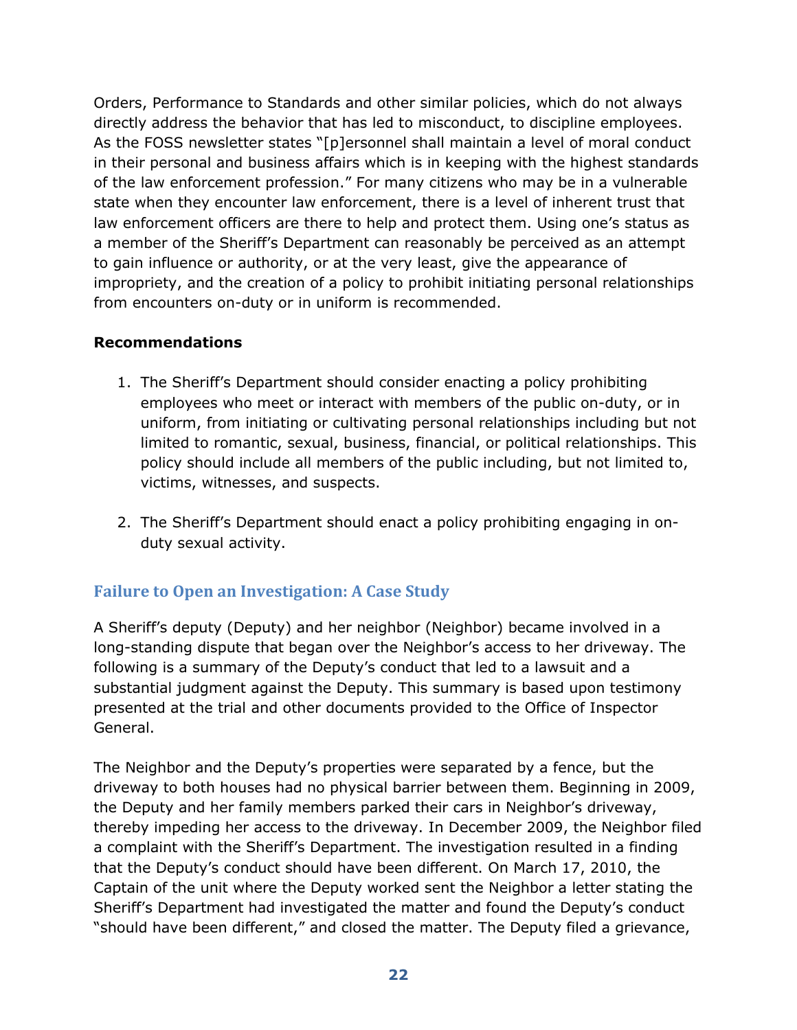Orders, Performance to Standards and other similar policies, which do not always directly address the behavior that has led to misconduct, to discipline employees. As the FOSS newsletter states "[p]ersonnel shall maintain a level of moral conduct in their personal and business affairs which is in keeping with the highest standards of the law enforcement profession." For many citizens who may be in a vulnerable state when they encounter law enforcement, there is a level of inherent trust that law enforcement officers are there to help and protect them. Using one's status as a member of the Sheriff's Department can reasonably be perceived as an attempt to gain influence or authority, or at the very least, give the appearance of impropriety, and the creation of a policy to prohibit initiating personal relationships from encounters on-duty or in uniform is recommended.

**Recommendations**

1. The Sheriff's Department should consider enacting a policy prohibiting employees who meet or interact with members of the public on-duty, or in uniform, from initiating or cultivating personal relationships including but not limited to romantic, sexual, business, financial, or political relationships. This policy should include all members of the public including, but not limited to, victims, witnesses, and suspects.

2. The Sheriff's Department should enact a policy prohibiting engaging in on-duty sexual activity.

## Failure to Open an Investigation: A Case Study

A Sheriff's deputy (Deputy) and her neighbor (Neighbor) became involved in a long-standing dispute that began over the Neighbor's access to her driveway. The following is a summary of the Deputy's conduct that led to a lawsuit and a substantial judgment against the Deputy. This summary is based upon testimony presented at the trial and other documents provided to the Office of Inspector General.

The Neighbor and the Deputy's properties were separated by a fence, but the driveway to both houses had no physical barrier between them. Beginning in 2009, the Deputy and her family members parked their cars in Neighbor's driveway, thereby impeding her access to the driveway. In December 2009, the Neighbor filed a complaint with the Sheriff's Department. The investigation resulted in a finding that the Deputy's conduct should have been different. On March 17, 2010, the Captain of the unit where the Deputy worked sent the Neighbor a letter stating the Sheriff's Department had investigated the matter and found the Deputy's conduct "should have been different," and closed the matter. The Deputy filed a grievance,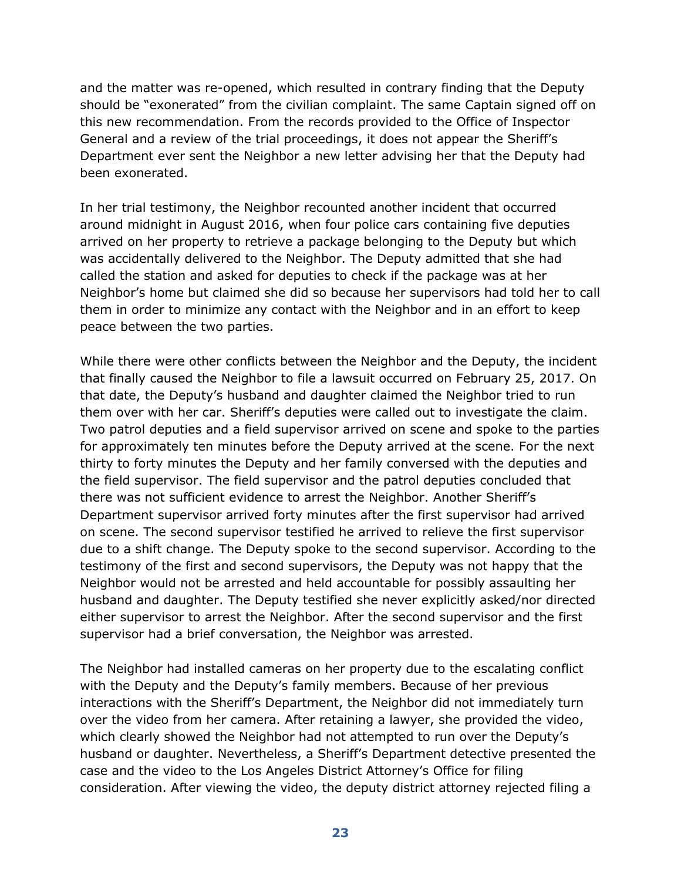and the matter was re-opened, which resulted in contrary finding that the Deputy should be “exonerated” from the civilian complaint. The same Captain signed off on this new recommendation. From the records provided to the Office of Inspector General and a review of the trial proceedings, it does not appear the Sheriff’s Department ever sent the Neighbor a new letter advising her that the Deputy had been exonerated.

In her trial testimony, the Neighbor recounted another incident that occurred around midnight in August 2016, when four police cars containing five deputies arrived on her property to retrieve a package belonging to the Deputy but which was accidentally delivered to the Neighbor. The Deputy admitted that she had called the station and asked for deputies to check if the package was at her Neighbor’s home but claimed she did so because her supervisors had told her to call them in order to minimize any contact with the Neighbor and in an effort to keep peace between the two parties.

While there were other conflicts between the Neighbor and the Deputy, the incident that finally caused the Neighbor to file a lawsuit occurred on February 25, 2017. On that date, the Deputy’s husband and daughter claimed the Neighbor tried to run them over with her car. Sheriff’s deputies were called out to investigate the claim. Two patrol deputies and a field supervisor arrived on scene and spoke to the parties for approximately ten minutes before the Deputy arrived at the scene. For the next thirty to forty minutes the Deputy and her family conversed with the deputies and the field supervisor. The field supervisor and the patrol deputies concluded that there was not sufficient evidence to arrest the Neighbor. Another Sheriff’s Department supervisor arrived forty minutes after the first supervisor had arrived on scene. The second supervisor testified he arrived to relieve the first supervisor due to a shift change. The Deputy spoke to the second supervisor. According to the testimony of the first and second supervisors, the Deputy was not happy that the Neighbor would not be arrested and held accountable for possibly assaulting her husband and daughter. The Deputy testified she never explicitly asked/nor directed either supervisor to arrest the Neighbor. After the second supervisor and the first supervisor had a brief conversation, the Neighbor was arrested.

The Neighbor had installed cameras on her property due to the escalating conflict with the Deputy and the Deputy’s family members. Because of her previous interactions with the Sheriff’s Department, the Neighbor did not immediately turn over the video from her camera. After retaining a lawyer, she provided the video, which clearly showed the Neighbor had not attempted to run over the Deputy’s husband or daughter. Nevertheless, a Sheriff’s Department detective presented the case and the video to the Los Angeles District Attorney’s Office for filing consideration. After viewing the video, the deputy district attorney rejected filing a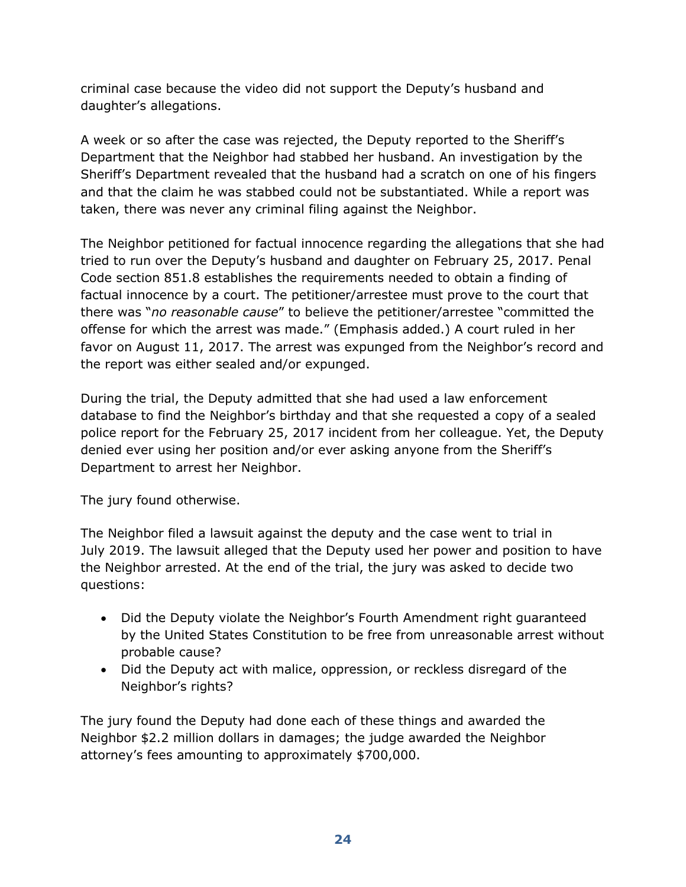criminal case because the video did not support the Deputy's husband and daughter's allegations.

A week or so after the case was rejected, the Deputy reported to the Sheriff's Department that the Neighbor had stabbed her husband. An investigation by the Sheriff's Department revealed that the husband had a scratch on one of his fingers and that the claim he was stabbed could not be substantiated. While a report was taken, there was never any criminal filing against the Neighbor.

The Neighbor petitioned for factual innocence regarding the allegations that she had tried to run over the Deputy's husband and daughter on February 25, 2017. Penal Code section 851.8 establishes the requirements needed to obtain a finding of factual innocence by a court. The petitioner/arrestee must prove to the court that there was "*no reasonable cause*" to believe the petitioner/arrestee "committed the offense for which the arrest was made." (Emphasis added.) A court ruled in her favor on August 11, 2017. The arrest was expunged from the Neighbor's record and the report was either sealed and/or expunged.

During the trial, the Deputy admitted that she had used a law enforcement database to find the Neighbor's birthday and that she requested a copy of a sealed police report for the February 25, 2017 incident from her colleague. Yet, the Deputy denied ever using her position and/or ever asking anyone from the Sheriff's Department to arrest her Neighbor.

The jury found otherwise.

The Neighbor filed a lawsuit against the deputy and the case went to trial in July 2019. The lawsuit alleged that the Deputy used her power and position to have the Neighbor arrested. At the end of the trial, the jury was asked to decide two questions:

- Did the Deputy violate the Neighbor's Fourth Amendment right guaranteed by the United States Constitution to be free from unreasonable arrest without probable cause?
- Did the Deputy act with malice, oppression, or reckless disregard of the Neighbor's rights?

The jury found the Deputy had done each of these things and awarded the Neighbor $2.2 million dollars in damages; the judge awarded the Neighbor attorney's fees amounting to approximately $700,000.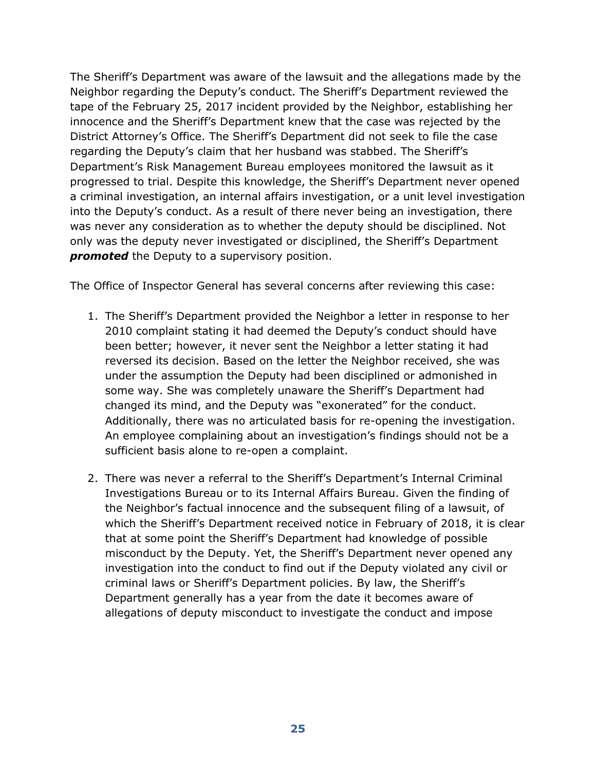The Sheriff's Department was aware of the lawsuit and the allegations made by the Neighbor regarding the Deputy's conduct. The Sheriff's Department reviewed the tape of the February 25, 2017 incident provided by the Neighbor, establishing her innocence and the Sheriff's Department knew that the case was rejected by the District Attorney's Office. The Sheriff's Department did not seek to file the case regarding the Deputy's claim that her husband was stabbed. The Sheriff's Department's Risk Management Bureau employees monitored the lawsuit as it progressed to trial. Despite this knowledge, the Sheriff's Department never opened a criminal investigation, an internal affairs investigation, or a unit level investigation into the Deputy's conduct. As a result of there never being an investigation, there was never any consideration as to whether the deputy should be disciplined. Not only was the deputy never investigated or disciplined, the Sheriff's Department ***promoted*** the Deputy to a supervisory position.

The Office of Inspector General has several concerns after reviewing this case:

1. The Sheriff's Department provided the Neighbor a letter in response to her 2010 complaint stating it had deemed the Deputy's conduct should have been better; however, it never sent the Neighbor a letter stating it had reversed its decision. Based on the letter the Neighbor received, she was under the assumption the Deputy had been disciplined or admonished in some way. She was completely unaware the Sheriff's Department had changed its mind, and the Deputy was "exonerated" for the conduct. Additionally, there was no articulated basis for re-opening the investigation. An employee complaining about an investigation's findings should not be a sufficient basis alone to re-open a complaint.

2. There was never a referral to the Sheriff's Department's Internal Criminal Investigations Bureau or to its Internal Affairs Bureau. Given the finding of the Neighbor's factual innocence and the subsequent filing of a lawsuit, of which the Sheriff's Department received notice in February of 2018, it is clear that at some point the Sheriff's Department had knowledge of possible misconduct by the Deputy. Yet, the Sheriff's Department never opened any investigation into the conduct to find out if the Deputy violated any civil or criminal laws or Sheriff's Department policies. By law, the Sheriff's Department generally has a year from the date it becomes aware of allegations of deputy misconduct to investigate the conduct and impose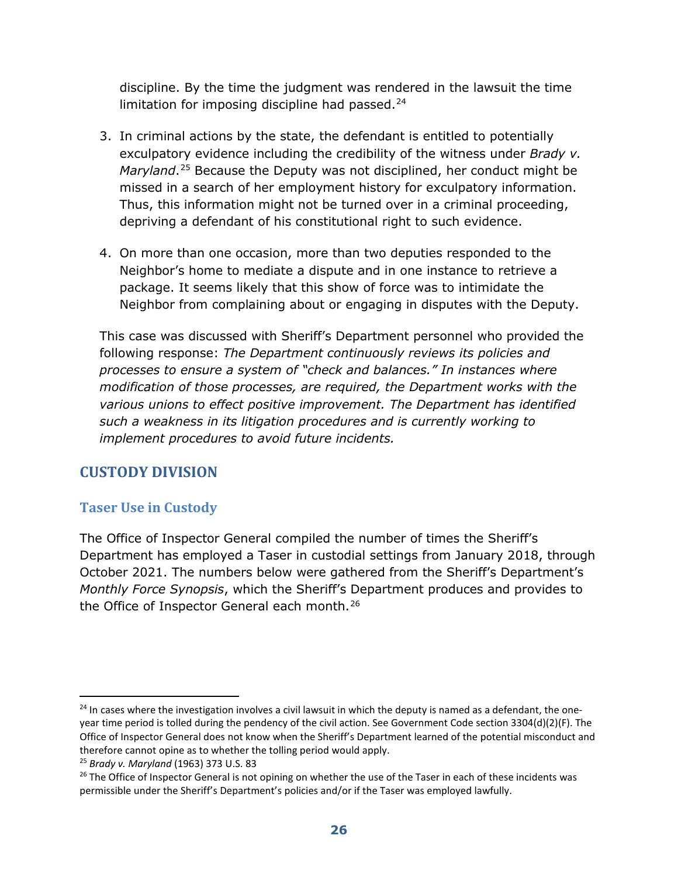discipline. By the time the judgment was rendered in the lawsuit the time limitation for imposing discipline had passed.[24]

3. In criminal actions by the state, the defendant is entitled to potentially exculpatory evidence including the credibility of the witness under *Brady v. Maryland*.[25] Because the Deputy was not disciplined, her conduct might be missed in a search of her employment history for exculpatory information. Thus, this information might not be turned over in a criminal proceeding, depriving a defendant of his constitutional right to such evidence.

4. On more than one occasion, more than two deputies responded to the Neighbor's home to mediate a dispute and in one instance to retrieve a package. It seems likely that this show of force was to intimidate the Neighbor from complaining about or engaging in disputes with the Deputy.

This case was discussed with Sheriff's Department personnel who provided the following response: *The Department continuously reviews its policies and processes to ensure a system of "check and balances." In instances where modification of those processes, are required, the Department works with the various unions to effect positive improvement. The Department has identified such a weakness in its litigation procedures and is currently working to implement procedures to avoid future incidents.*

## CUSTODY DIVISION

### Taser Use in Custody

The Office of Inspector General compiled the number of times the Sheriff's Department has employed a Taser in custodial settings from January 2018, through October 2021. The numbers below were gathered from the Sheriff's Department's *Monthly Force Synopsis*, which the Sheriff's Department produces and provides to the Office of Inspector General each month.[26]

---

[24] In cases where the investigation involves a civil lawsuit in which the deputy is named as a defendant, the one-year time period is tolled during the pendency of the civil action. See Government Code section 3304(d)(2)(F). The Office of Inspector General does not know when the Sheriff's Department learned of the potential misconduct and therefore cannot opine as to whether the tolling period would apply.

[25] *Brady v. Maryland* (1963) 373 U.S. 83

[26] The Office of Inspector General is not opining on whether the use of the Taser in each of these incidents was permissible under the Sheriff's Department's policies and/or if the Taser was employed lawfully.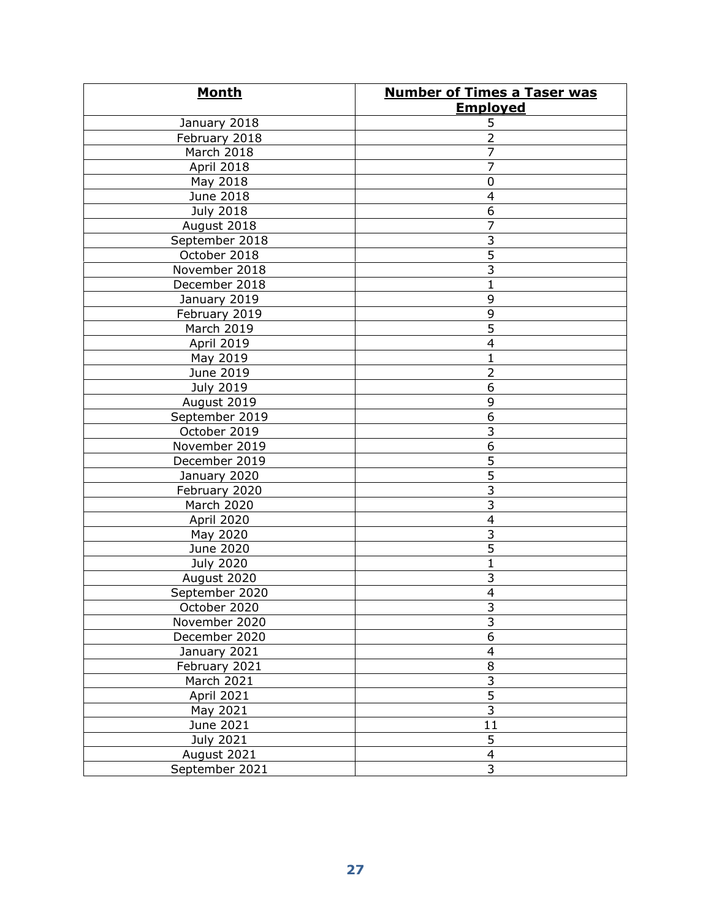| **Month** | **Number of Times a Taser was Employed** |
|---|---|
| January 2018 | 5 |
| February 2018 | 2 |
| March 2018 | 7 |
| April 2018 | 7 |
| May 2018 | 0 |
| June 2018 | 4 |
| July 2018 | 6 |
| August 2018 | 7 |
| September 2018 | 3 |
| October 2018 | 5 |
| November 2018 | 3 |
| December 2018 | 1 |
| January 2019 | 9 |
| February 2019 | 9 |
| March 2019 | 5 |
| April 2019 | 4 |
| May 2019 | 1 |
| June 2019 | 2 |
| July 2019 | 6 |
| August 2019 | 9 |
| September 2019 | 6 |
| October 2019 | 3 |
| November 2019 | 6 |
| December 2019 | 5 |
| January 2020 | 5 |
| February 2020 | 3 |
| March 2020 | 3 |
| April 2020 | 4 |
| May 2020 | 3 |
| June 2020 | 5 |
| July 2020 | 1 |
| August 2020 | 3 |
| September 2020 | 4 |
| October 2020 | 3 |
| November 2020 | 3 |
| December 2020 | 6 |
| January 2021 | 4 |
| February 2021 | 8 |
| March 2021 | 3 |
| April 2021 | 5 |
| May 2021 | 3 |
| June 2021 | 11 |
| July 2021 | 5 |
| August 2021 | 4 |
| September 2021 | 3 |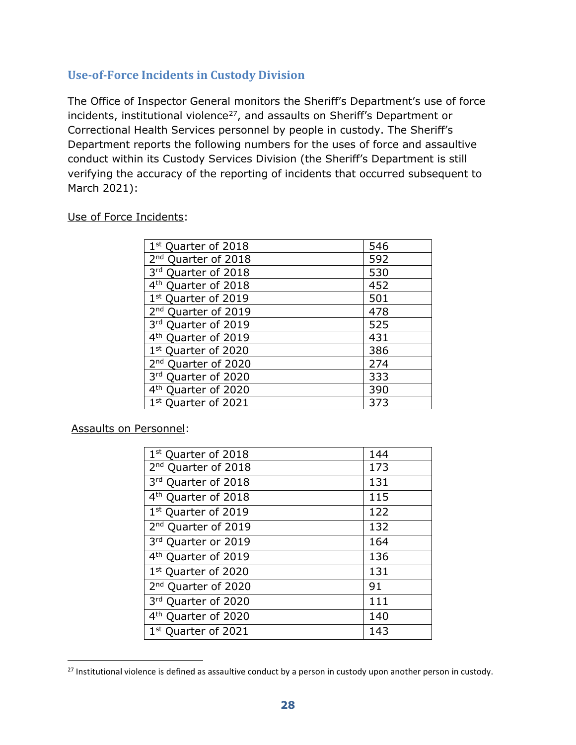## Use-of-Force Incidents in Custody Division

The Office of Inspector General monitors the Sheriff's Department's use of force incidents, institutional violence[27], and assaults on Sheriff's Department or Correctional Health Services personnel by people in custody. The Sheriff's Department reports the following numbers for the uses of force and assaultive conduct within its Custody Services Division (the Sheriff's Department is still verifying the accuracy of the reporting of incidents that occurred subsequent to March 2021):

Use of Force Incidents:

| | |
|---|---|
| 1st Quarter of 2018 | 546 |
| 2nd Quarter of 2018 | 592 |
| 3rd Quarter of 2018 | 530 |
| 4th Quarter of 2018 | 452 |
| 1st Quarter of 2019 | 501 |
| 2nd Quarter of 2019 | 478 |
| 3rd Quarter of 2019 | 525 |
| 4th Quarter of 2019 | 431 |
| 1st Quarter of 2020 | 386 |
| 2nd Quarter of 2020 | 274 |
| 3rd Quarter of 2020 | 333 |
| 4th Quarter of 2020 | 390 |
| 1st Quarter of 2021 | 373 |

Assaults on Personnel:

| | |
|---|---|
| 1st Quarter of 2018 | 144 |
| 2nd Quarter of 2018 | 173 |
| 3rd Quarter of 2018 | 131 |
| 4th Quarter of 2018 | 115 |
| 1st Quarter of 2019 | 122 |
| 2nd Quarter of 2019 | 132 |
| 3rd Quarter or 2019 | 164 |
| 4th Quarter of 2019 | 136 |
| 1st Quarter of 2020 | 131 |
| 2nd Quarter of 2020 | 91 |
| 3rd Quarter of 2020 | 111 |
| 4th Quarter of 2020 | 140 |
| 1st Quarter of 2021 | 143 |

[27] Institutional violence is defined as assaultive conduct by a person in custody upon another person in custody.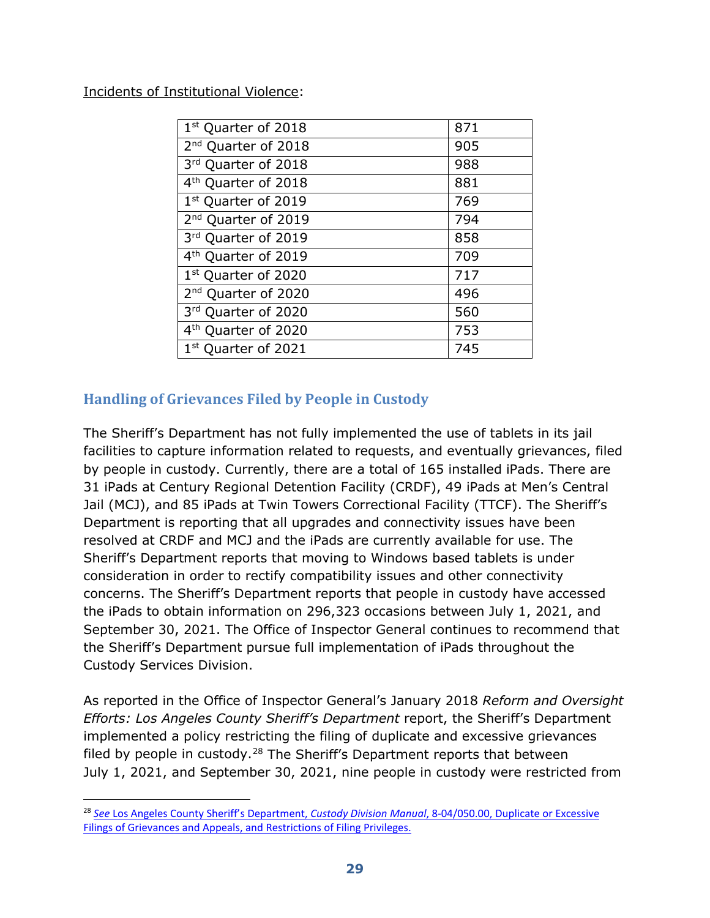Incidents of Institutional Violence:

| | |
|---|---|
| 1st Quarter of 2018 | 871 |
| 2nd Quarter of 2018 | 905 |
| 3rd Quarter of 2018 | 988 |
| 4th Quarter of 2018 | 881 |
| 1st Quarter of 2019 | 769 |
| 2nd Quarter of 2019 | 794 |
| 3rd Quarter of 2019 | 858 |
| 4th Quarter of 2019 | 709 |
| 1st Quarter of 2020 | 717 |
| 2nd Quarter of 2020 | 496 |
| 3rd Quarter of 2020 | 560 |
| 4th Quarter of 2020 | 753 |
| 1st Quarter of 2021 | 745 |

## Handling of Grievances Filed by People in Custody

The Sheriff's Department has not fully implemented the use of tablets in its jail facilities to capture information related to requests, and eventually grievances, filed by people in custody. Currently, there are a total of 165 installed iPads. There are 31 iPads at Century Regional Detention Facility (CRDF), 49 iPads at Men's Central Jail (MCJ), and 85 iPads at Twin Towers Correctional Facility (TTCF). The Sheriff's Department is reporting that all upgrades and connectivity issues have been resolved at CRDF and MCJ and the iPads are currently available for use. The Sheriff's Department reports that moving to Windows based tablets is under consideration in order to rectify compatibility issues and other connectivity concerns. The Sheriff's Department reports that people in custody have accessed the iPads to obtain information on 296,323 occasions between July 1, 2021, and September 30, 2021. The Office of Inspector General continues to recommend that the Sheriff's Department pursue full implementation of iPads throughout the Custody Services Division.

As reported in the Office of Inspector General's January 2018 *Reform and Oversight Efforts: Los Angeles County Sheriff's Department* report, the Sheriff's Department implemented a policy restricting the filing of duplicate and excessive grievances filed by people in custody.[28] The Sheriff's Department reports that between July 1, 2021, and September 30, 2021, nine people in custody were restricted from

[28] *See* Los Angeles County Sheriff's Department, *Custody Division Manual*, 8-04/050.00, Duplicate or Excessive Filings of Grievances and Appeals, and Restrictions of Filing Privileges.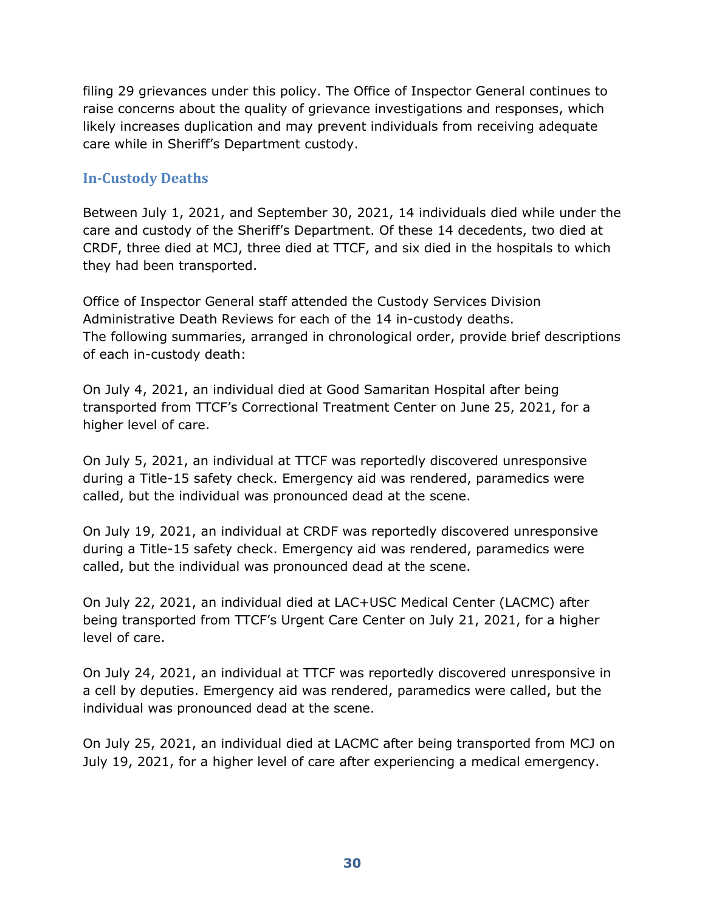filing 29 grievances under this policy. The Office of Inspector General continues to raise concerns about the quality of grievance investigations and responses, which likely increases duplication and may prevent individuals from receiving adequate care while in Sheriff's Department custody.

## In-Custody Deaths

Between July 1, 2021, and September 30, 2021, 14 individuals died while under the care and custody of the Sheriff's Department. Of these 14 decedents, two died at CRDF, three died at MCJ, three died at TTCF, and six died in the hospitals to which they had been transported.

Office of Inspector General staff attended the Custody Services Division Administrative Death Reviews for each of the 14 in-custody deaths. The following summaries, arranged in chronological order, provide brief descriptions of each in-custody death:

On July 4, 2021, an individual died at Good Samaritan Hospital after being transported from TTCF's Correctional Treatment Center on June 25, 2021, for a higher level of care.

On July 5, 2021, an individual at TTCF was reportedly discovered unresponsive during a Title-15 safety check. Emergency aid was rendered, paramedics were called, but the individual was pronounced dead at the scene.

On July 19, 2021, an individual at CRDF was reportedly discovered unresponsive during a Title-15 safety check. Emergency aid was rendered, paramedics were called, but the individual was pronounced dead at the scene.

On July 22, 2021, an individual died at LAC+USC Medical Center (LACMC) after being transported from TTCF's Urgent Care Center on July 21, 2021, for a higher level of care.

On July 24, 2021, an individual at TTCF was reportedly discovered unresponsive in a cell by deputies. Emergency aid was rendered, paramedics were called, but the individual was pronounced dead at the scene.

On July 25, 2021, an individual died at LACMC after being transported from MCJ on July 19, 2021, for a higher level of care after experiencing a medical emergency.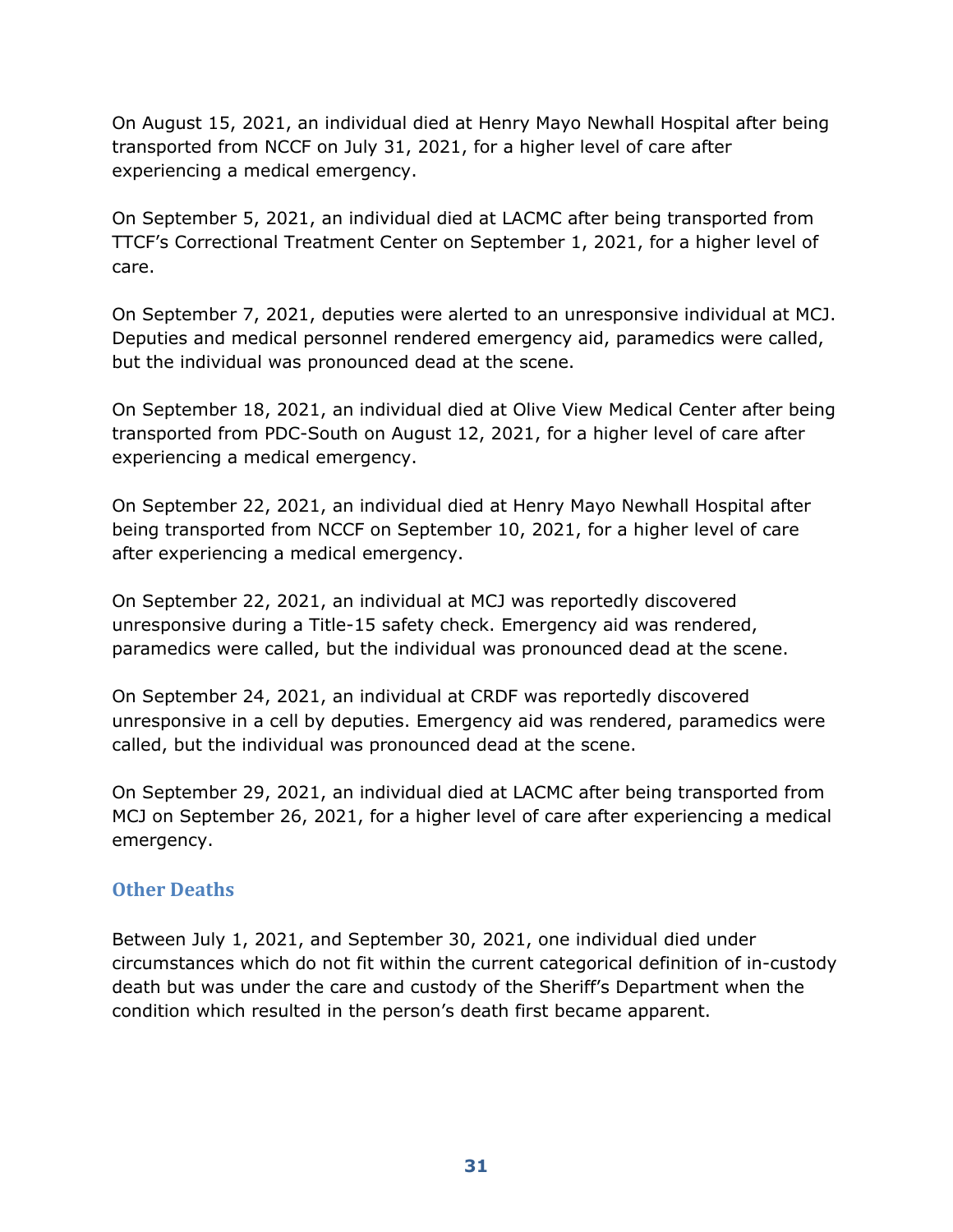On August 15, 2021, an individual died at Henry Mayo Newhall Hospital after being transported from NCCF on July 31, 2021, for a higher level of care after experiencing a medical emergency.

On September 5, 2021, an individual died at LACMC after being transported from TTCF's Correctional Treatment Center on September 1, 2021, for a higher level of care.

On September 7, 2021, deputies were alerted to an unresponsive individual at MCJ. Deputies and medical personnel rendered emergency aid, paramedics were called, but the individual was pronounced dead at the scene.

On September 18, 2021, an individual died at Olive View Medical Center after being transported from PDC-South on August 12, 2021, for a higher level of care after experiencing a medical emergency.

On September 22, 2021, an individual died at Henry Mayo Newhall Hospital after being transported from NCCF on September 10, 2021, for a higher level of care after experiencing a medical emergency.

On September 22, 2021, an individual at MCJ was reportedly discovered unresponsive during a Title-15 safety check. Emergency aid was rendered, paramedics were called, but the individual was pronounced dead at the scene.

On September 24, 2021, an individual at CRDF was reportedly discovered unresponsive in a cell by deputies. Emergency aid was rendered, paramedics were called, but the individual was pronounced dead at the scene.

On September 29, 2021, an individual died at LACMC after being transported from MCJ on September 26, 2021, for a higher level of care after experiencing a medical emergency.

### Other Deaths

Between July 1, 2021, and September 30, 2021, one individual died under circumstances which do not fit within the current categorical definition of in-custody death but was under the care and custody of the Sheriff's Department when the condition which resulted in the person's death first became apparent.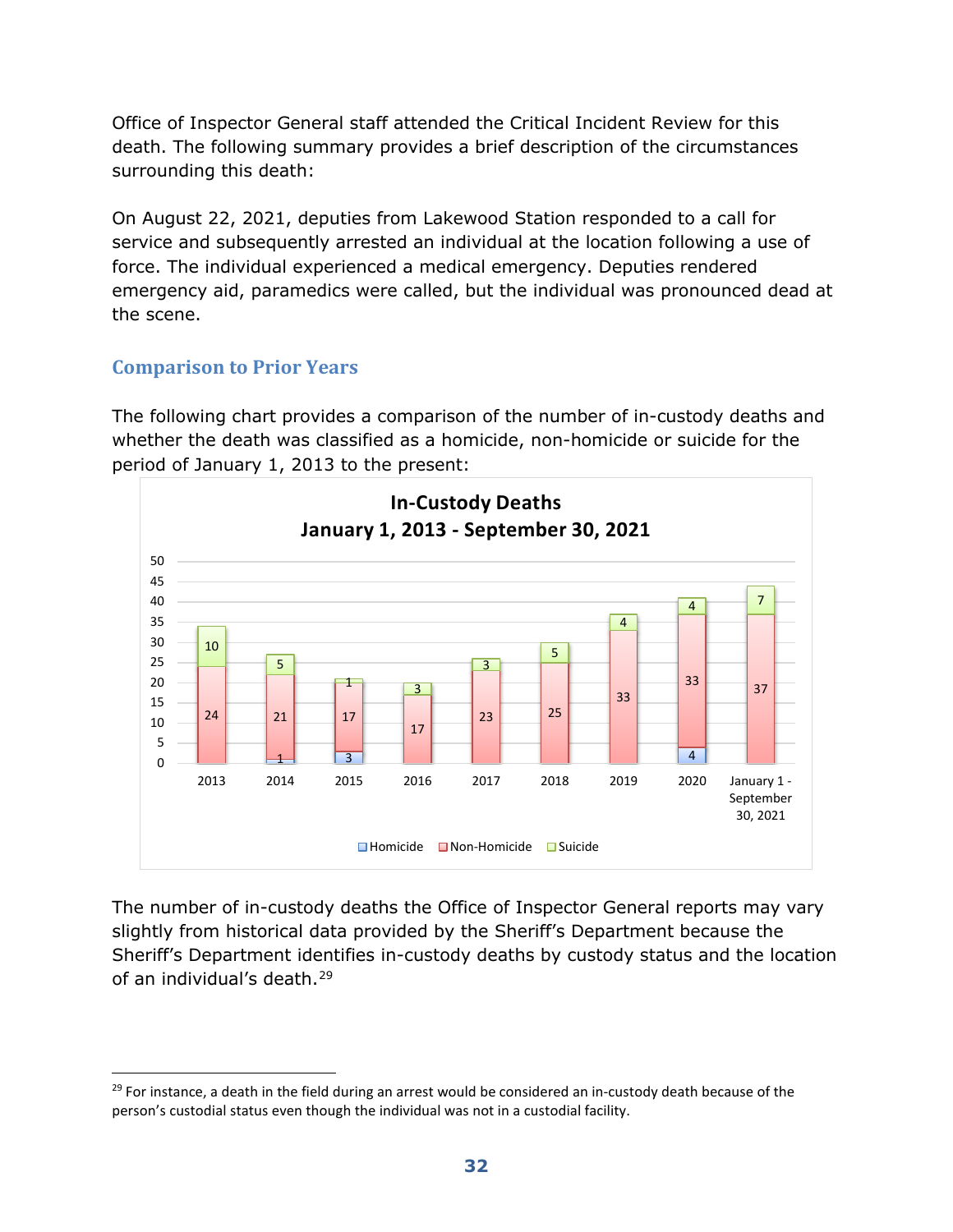Office of Inspector General staff attended the Critical Incident Review for this death. The following summary provides a brief description of the circumstances surrounding this death:

On August 22, 2021, deputies from Lakewood Station responded to a call for service and subsequently arrested an individual at the location following a use of force. The individual experienced a medical emergency. Deputies rendered emergency aid, paramedics were called, but the individual was pronounced dead at the scene.

## Comparison to Prior Years

The following chart provides a comparison of the number of in-custody deaths and whether the death was classified as a homicide, non-homicide or suicide for the period of January 1, 2013 to the present:

**In-Custody Deaths**
**January 1, 2013 - September 30, 2021**

| Year | Homicide | Non-Homicide | Suicide |
|---|---|---|---|
| 2013 | | 24 | 10 |
| 2014 | 1 | 21 | 5 |
| 2015 | 3 | 17 | 1 |
| 2016 | | 17 | 3 |
| 2017 | | 23 | 3 |
| 2018 | | 25 | 5 |
| 2019 | | 33 | 4 |
| 2020 | 4 | 33 | 4 |
| January 1 - September 30, 2021 | | 37 | 7 |

The number of in-custody deaths the Office of Inspector General reports may vary slightly from historical data provided by the Sheriff's Department because the Sheriff's Department identifies in-custody deaths by custody status and the location of an individual's death.[29]

[29] For instance, a death in the field during an arrest would be considered an in-custody death because of the person's custodial status even though the individual was not in a custodial facility.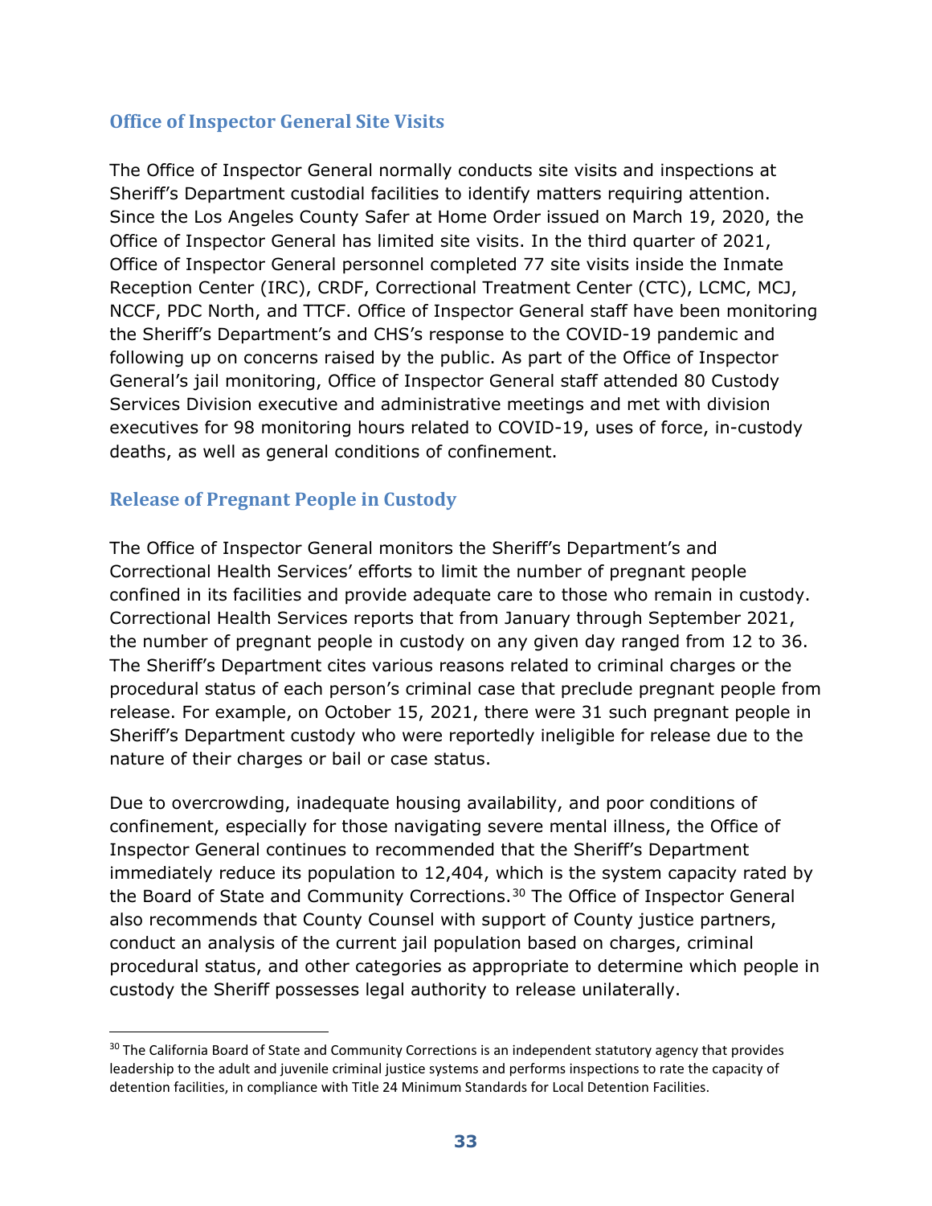## Office of Inspector General Site Visits

The Office of Inspector General normally conducts site visits and inspections at Sheriff's Department custodial facilities to identify matters requiring attention. Since the Los Angeles County Safer at Home Order issued on March 19, 2020, the Office of Inspector General has limited site visits. In the third quarter of 2021, Office of Inspector General personnel completed 77 site visits inside the Inmate Reception Center (IRC), CRDF, Correctional Treatment Center (CTC), LCMC, MCJ, NCCF, PDC North, and TTCF. Office of Inspector General staff have been monitoring the Sheriff's Department's and CHS's response to the COVID-19 pandemic and following up on concerns raised by the public. As part of the Office of Inspector General's jail monitoring, Office of Inspector General staff attended 80 Custody Services Division executive and administrative meetings and met with division executives for 98 monitoring hours related to COVID-19, uses of force, in-custody deaths, as well as general conditions of confinement.

## Release of Pregnant People in Custody

The Office of Inspector General monitors the Sheriff's Department's and Correctional Health Services' efforts to limit the number of pregnant people confined in its facilities and provide adequate care to those who remain in custody. Correctional Health Services reports that from January through September 2021, the number of pregnant people in custody on any given day ranged from 12 to 36. The Sheriff's Department cites various reasons related to criminal charges or the procedural status of each person's criminal case that preclude pregnant people from release. For example, on October 15, 2021, there were 31 such pregnant people in Sheriff's Department custody who were reportedly ineligible for release due to the nature of their charges or bail or case status.

Due to overcrowding, inadequate housing availability, and poor conditions of confinement, especially for those navigating severe mental illness, the Office of Inspector General continues to recommended that the Sheriff's Department immediately reduce its population to 12,404, which is the system capacity rated by the Board of State and Community Corrections.[30] The Office of Inspector General also recommends that County Counsel with support of County justice partners, conduct an analysis of the current jail population based on charges, criminal procedural status, and other categories as appropriate to determine which people in custody the Sheriff possesses legal authority to release unilaterally.

---

[30] The California Board of State and Community Corrections is an independent statutory agency that provides leadership to the adult and juvenile criminal justice systems and performs inspections to rate the capacity of detention facilities, in compliance with Title 24 Minimum Standards for Local Detention Facilities.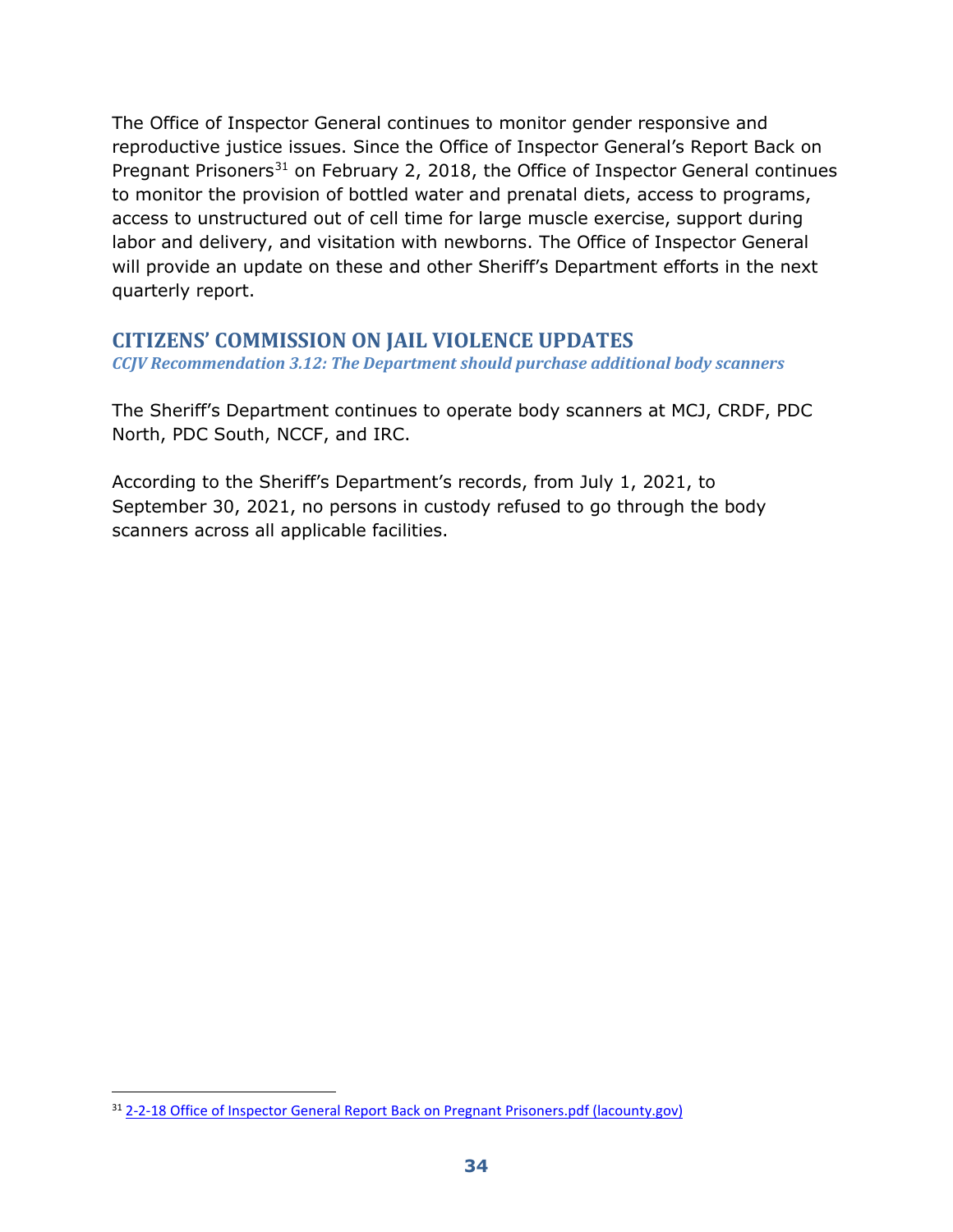The Office of Inspector General continues to monitor gender responsive and reproductive justice issues. Since the Office of Inspector General's Report Back on Pregnant Prisoners[31] on February 2, 2018, the Office of Inspector General continues to monitor the provision of bottled water and prenatal diets, access to programs, access to unstructured out of cell time for large muscle exercise, support during labor and delivery, and visitation with newborns. The Office of Inspector General will provide an update on these and other Sheriff's Department efforts in the next quarterly report.

## CITIZENS' COMMISSION ON JAIL VIOLENCE UPDATES

***CCJV Recommendation 3.12: The Department should purchase additional body scanners***

The Sheriff's Department continues to operate body scanners at MCJ, CRDF, PDC North, PDC South, NCCF, and IRC.

According to the Sheriff's Department's records, from July 1, 2021, to September 30, 2021, no persons in custody refused to go through the body scanners across all applicable facilities.

---

[31] 2-2-18 Office of Inspector General Report Back on Pregnant Prisoners.pdf (lacounty.gov)